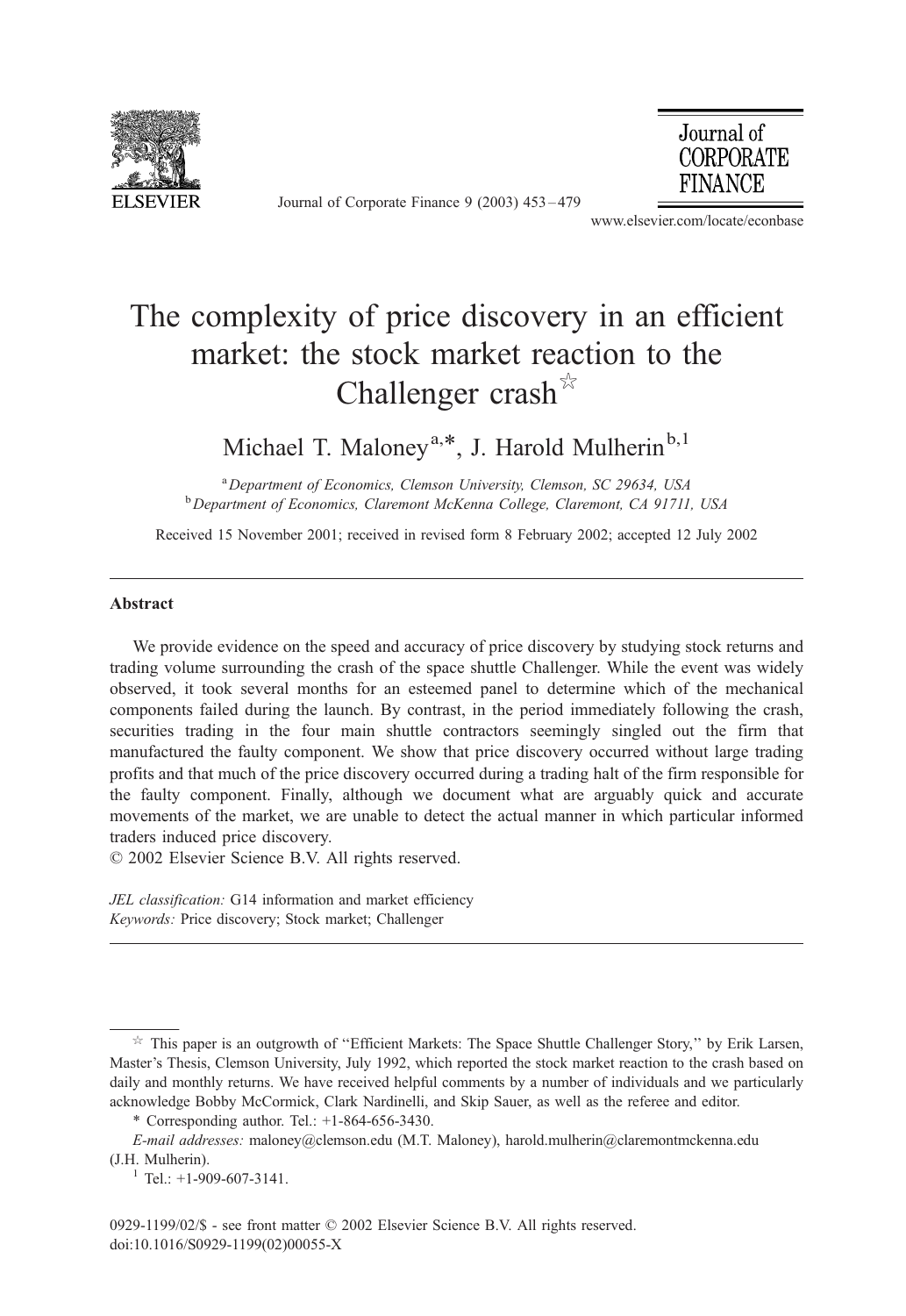# The complexity of price discovery in an efficient market: the stock market reaction to the Challenger crash[☆]

Michael T. Maloney[a,*], J. Harold Mulherin[b,1]

[a] *Department of Economics, Clemson University, Clemson, SC 29634, USA*

[b] *Department of Economics, Claremont McKenna College, Claremont, CA 91711, USA*

Received 15 November 2001; received in revised form 8 February 2002; accepted 12 July 2002

---

## Abstract

We provide evidence on the speed and accuracy of price discovery by studying stock returns and trading volume surrounding the crash of the space shuttle Challenger. While the event was widely observed, it took several months for an esteemed panel to determine which of the mechanical components failed during the launch. By contrast, in the period immediately following the crash, securities trading in the four main shuttle contractors seemingly singled out the firm that manufactured the faulty component. We show that price discovery occurred without large trading profits and that much of the price discovery occurred during a trading halt of the firm responsible for the faulty component. Finally, although we document what are arguably quick and accurate movements of the market, we are unable to detect the actual manner in which particular informed traders induced price discovery.

© 2002 Elsevier Science B.V. All rights reserved.

*JEL classification:* G14 information and market efficiency

*Keywords:* Price discovery; Stock market; Challenger

---

[☆] This paper is an outgrowth of "Efficient Markets: The Space Shuttle Challenger Story," by Erik Larsen, Master's Thesis, Clemson University, July 1992, which reported the stock market reaction to the crash based on daily and monthly returns. We have received helpful comments by a number of individuals and we particularly acknowledge Bobby McCormick, Clark Nardinelli, and Skip Sauer, as well as the referee and editor.

[*] Corresponding author. Tel.: +1-864-656-3430.

*E-mail addresses:* maloney@clemson.edu (M.T. Maloney), harold.mulherin@claremontmckenna.edu (J.H. Mulherin).

[1] Tel.: +1-909-607-3141.

0929-1199/02/$ - see front matter © 2002 Elsevier Science B.V. All rights reserved.
doi:10.1016/S0929-1199(02)00055-X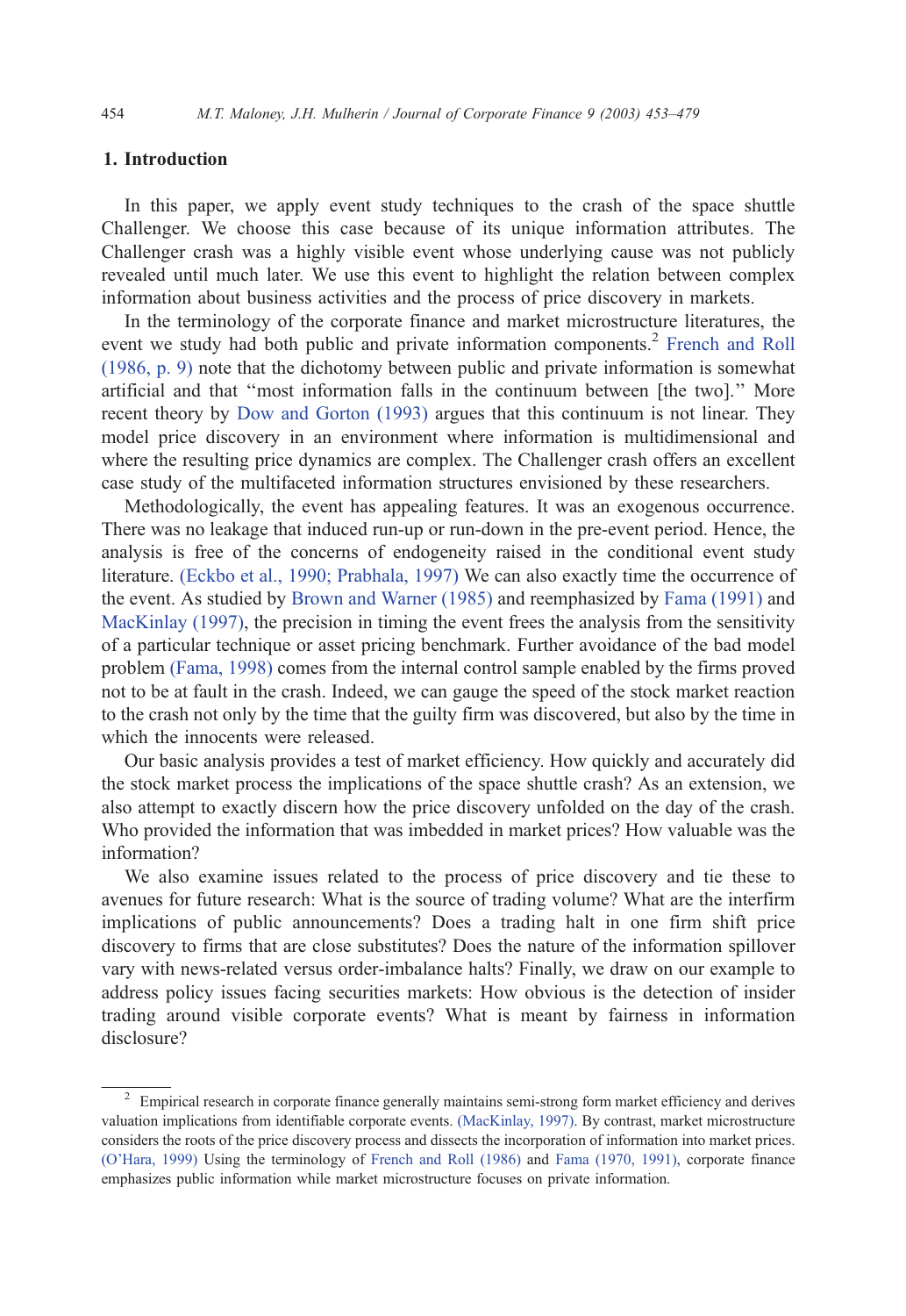## 1. Introduction

In this paper, we apply event study techniques to the crash of the space shuttle Challenger. We choose this case because of its unique information attributes. The Challenger crash was a highly visible event whose underlying cause was not publicly revealed until much later. We use this event to highlight the relation between complex information about business activities and the process of price discovery in markets.

In the terminology of the corporate finance and market microstructure literatures, the event we study had both public and private information components.[2] French and Roll (1986, p. 9) note that the dichotomy between public and private information is somewhat artificial and that "most information falls in the continuum between [the two]." More recent theory by Dow and Gorton (1993) argues that this continuum is not linear. They model price discovery in an environment where information is multidimensional and where the resulting price dynamics are complex. The Challenger crash offers an excellent case study of the multifaceted information structures envisioned by these researchers.

Methodologically, the event has appealing features. It was an exogenous occurrence. There was no leakage that induced run-up or run-down in the pre-event period. Hence, the analysis is free of the concerns of endogeneity raised in the conditional event study literature. (Eckbo et al., 1990; Prabhala, 1997) We can also exactly time the occurrence of the event. As studied by Brown and Warner (1985) and reemphasized by Fama (1991) and MacKinlay (1997), the precision in timing the event frees the analysis from the sensitivity of a particular technique or asset pricing benchmark. Further avoidance of the bad model problem (Fama, 1998) comes from the internal control sample enabled by the firms proved not to be at fault in the crash. Indeed, we can gauge the speed of the stock market reaction to the crash not only by the time that the guilty firm was discovered, but also by the time in which the innocents were released.

Our basic analysis provides a test of market efficiency. How quickly and accurately did the stock market process the implications of the space shuttle crash? As an extension, we also attempt to exactly discern how the price discovery unfolded on the day of the crash. Who provided the information that was imbedded in market prices? How valuable was the information?

We also examine issues related to the process of price discovery and tie these to avenues for future research: What is the source of trading volume? What are the interfirm implications of public announcements? Does a trading halt in one firm shift price discovery to firms that are close substitutes? Does the nature of the information spillover vary with news-related versus order-imbalance halts? Finally, we draw on our example to address policy issues facing securities markets: How obvious is the detection of insider trading around visible corporate events? What is meant by fairness in information disclosure?

---

[2] Empirical research in corporate finance generally maintains semi-strong form market efficiency and derives valuation implications from identifiable corporate events. (MacKinlay, 1997). By contrast, market microstructure considers the roots of the price discovery process and dissects the incorporation of information into market prices. (O'Hara, 1999) Using the terminology of French and Roll (1986) and Fama (1970, 1991), corporate finance emphasizes public information while market microstructure focuses on private information.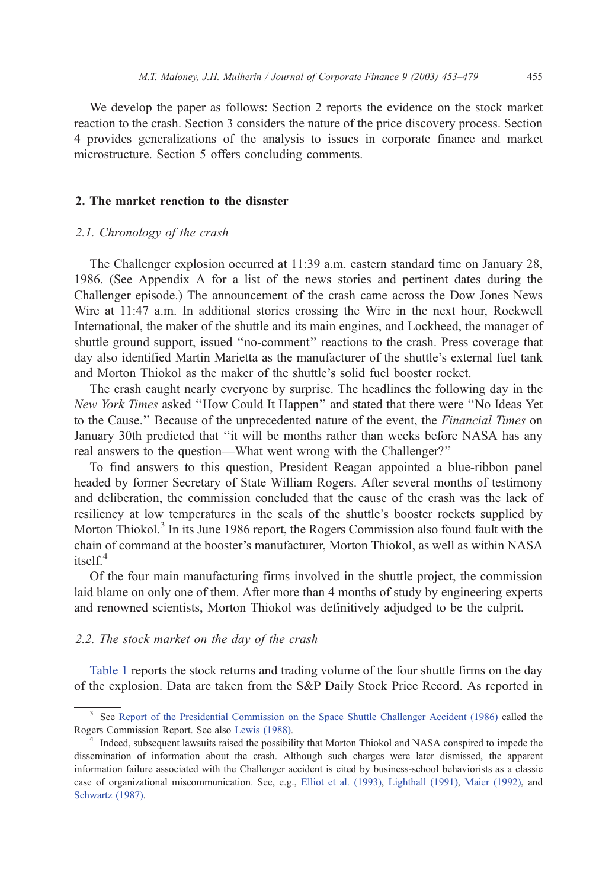We develop the paper as follows: Section 2 reports the evidence on the stock market reaction to the crash. Section 3 considers the nature of the price discovery process. Section 4 provides generalizations of the analysis to issues in corporate finance and market microstructure. Section 5 offers concluding comments.

## 2. The market reaction to the disaster

### *2.1. Chronology of the crash*

The Challenger explosion occurred at 11:39 a.m. eastern standard time on January 28, 1986. (See Appendix A for a list of the news stories and pertinent dates during the Challenger episode.) The announcement of the crash came across the Dow Jones News Wire at 11:47 a.m. In additional stories crossing the Wire in the next hour, Rockwell International, the maker of the shuttle and its main engines, and Lockheed, the manager of shuttle ground support, issued "no-comment" reactions to the crash. Press coverage that day also identified Martin Marietta as the manufacturer of the shuttle's external fuel tank and Morton Thiokol as the maker of the shuttle's solid fuel booster rocket.

The crash caught nearly everyone by surprise. The headlines the following day in the *New York Times* asked "How Could It Happen" and stated that there were "No Ideas Yet to the Cause." Because of the unprecedented nature of the event, the *Financial Times* on January 30th predicted that "it will be months rather than weeks before NASA has any real answers to the question—What went wrong with the Challenger?"

To find answers to this question, President Reagan appointed a blue-ribbon panel headed by former Secretary of State William Rogers. After several months of testimony and deliberation, the commission concluded that the cause of the crash was the lack of resiliency at low temperatures in the seals of the shuttle's booster rockets supplied by Morton Thiokol.[3] In its June 1986 report, the Rogers Commission also found fault with the chain of command at the booster's manufacturer, Morton Thiokol, as well as within NASA itself.[4]

Of the four main manufacturing firms involved in the shuttle project, the commission laid blame on only one of them. After more than 4 months of study by engineering experts and renowned scientists, Morton Thiokol was definitively adjudged to be the culprit.

### *2.2. The stock market on the day of the crash*

Table 1 reports the stock returns and trading volume of the four shuttle firms on the day of the explosion. Data are taken from the S&P Daily Stock Price Record. As reported in

---

[3] See Report of the Presidential Commission on the Space Shuttle Challenger Accident (1986) called the Rogers Commission Report. See also Lewis (1988).

[4] Indeed, subsequent lawsuits raised the possibility that Morton Thiokol and NASA conspired to impede the dissemination of information about the crash. Although such charges were later dismissed, the apparent information failure associated with the Challenger accident is cited by business-school behaviorists as a classic case of organizational miscommunication. See, e.g., Elliot et al. (1993), Lighthall (1991), Maier (1992), and Schwartz (1987).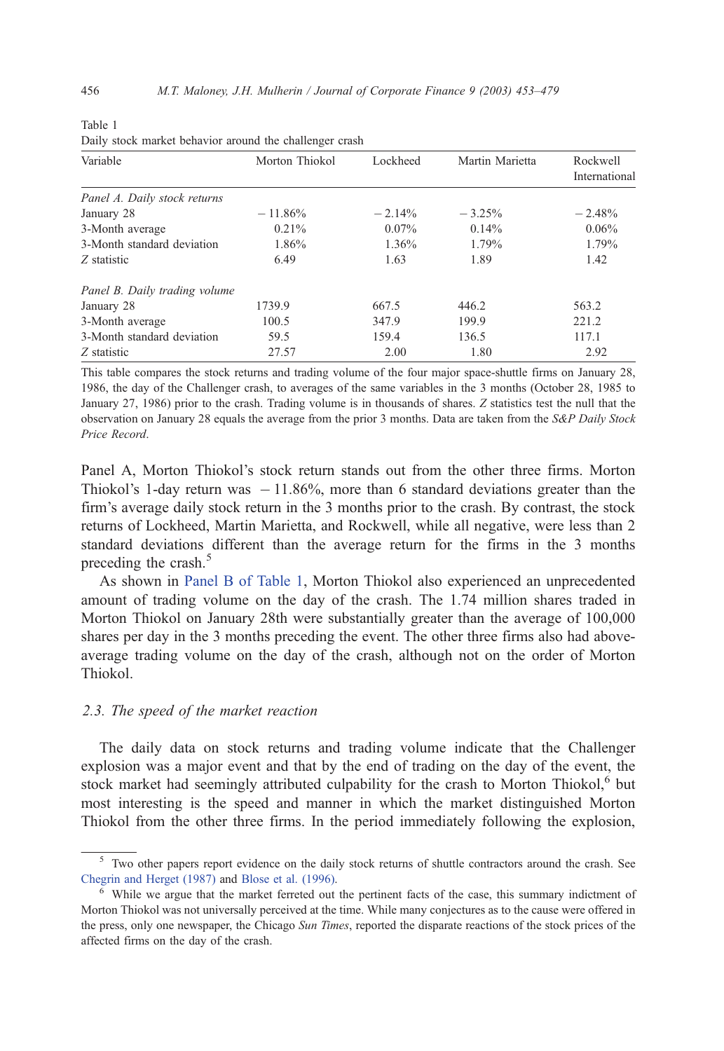Table 1
Daily stock market behavior around the challenger crash

| Variable | Morton Thiokol | Lockheed | Martin Marietta | Rockwell International |
|---|---|---|---|---|
| *Panel A. Daily stock returns* | | | | |
| January 28 | − 11.86% | − 2.14% | − 3.25% | − 2.48% |
| 3-Month average | 0.21% | 0.07% | 0.14% | 0.06% |
| 3-Month standard deviation | 1.86% | 1.36% | 1.79% | 1.79% |
| *Z* statistic | 6.49 | 1.63 | 1.89 | 1.42 |
| *Panel B. Daily trading volume* | | | | |
| January 28 | 1739.9 | 667.5 | 446.2 | 563.2 |
| 3-Month average | 100.5 | 347.9 | 199.9 | 221.2 |
| 3-Month standard deviation | 59.5 | 159.4 | 136.5 | 117.1 |
| *Z* statistic | 27.57 | 2.00 | 1.80 | 2.92 |

This table compares the stock returns and trading volume of the four major space-shuttle firms on January 28, 1986, the day of the Challenger crash, to averages of the same variables in the 3 months (October 28, 1985 to January 27, 1986) prior to the crash. Trading volume is in thousands of shares. *Z* statistics test the null that the observation on January 28 equals the average from the prior 3 months. Data are taken from the *S&P Daily Stock Price Record*.

Panel A, Morton Thiokol's stock return stands out from the other three firms. Morton Thiokol's 1-day return was − 11.86%, more than 6 standard deviations greater than the firm's average daily stock return in the 3 months prior to the crash. By contrast, the stock returns of Lockheed, Martin Marietta, and Rockwell, while all negative, were less than 2 standard deviations different than the average return for the firms in the 3 months preceding the crash.[5]

As shown in Panel B of Table 1, Morton Thiokol also experienced an unprecedented amount of trading volume on the day of the crash. The 1.74 million shares traded in Morton Thiokol on January 28th were substantially greater than the average of 100,000 shares per day in the 3 months preceding the event. The other three firms also had above-average trading volume on the day of the crash, although not on the order of Morton Thiokol.

### 2.3. The speed of the market reaction

The daily data on stock returns and trading volume indicate that the Challenger explosion was a major event and that by the end of trading on the day of the event, the stock market had seemingly attributed culpability for the crash to Morton Thiokol,[6] but most interesting is the speed and manner in which the market distinguished Morton Thiokol from the other three firms. In the period immediately following the explosion,

[5] Two other papers report evidence on the daily stock returns of shuttle contractors around the crash. See Chegrin and Herget (1987) and Blose et al. (1996).

[6] While we argue that the market ferreted out the pertinent facts of the case, this summary indictment of Morton Thiokol was not universally perceived at the time. While many conjectures as to the cause were offered in the press, only one newspaper, the Chicago *Sun Times*, reported the disparate reactions of the stock prices of the affected firms on the day of the crash.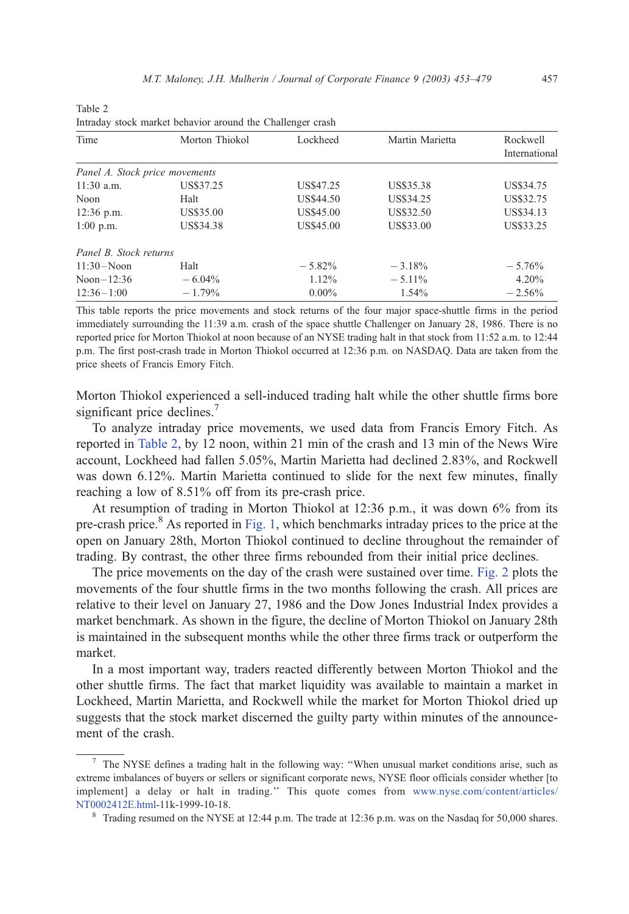Table 2
Intraday stock market behavior around the Challenger crash

| Time | Morton Thiokol | Lockheed | Martin Marietta | Rockwell International |
|---|---|---|---|---|
| *Panel A. Stock price movements* | | | | |
| 11:30 a.m. | US$37.25 | US$47.25 | US$35.38 | US$34.75 |
| Noon | Halt | US$44.50 | US$34.25 | US$32.75 |
| 12:36 p.m. | US$35.00 | US$45.00 | US$32.50 | US$34.13 |
| 1:00 p.m. | US$34.38 | US$45.00 | US$33.00 | US$33.25 |
| *Panel B. Stock returns* | | | | |
| 11:30–Noon | Halt | −5.82% | −3.18% | −5.76% |
| Noon–12:36 | −6.04% | 1.12% | −5.11% | 4.20% |
| 12:36–1:00 | −1.79% | 0.00% | 1.54% | −2.56% |

This table reports the price movements and stock returns of the four major space-shuttle firms in the period immediately surrounding the 11:39 a.m. crash of the space shuttle Challenger on January 28, 1986. There is no reported price for Morton Thiokol at noon because of an NYSE trading halt in that stock from 11:52 a.m. to 12:44 p.m. The first post-crash trade in Morton Thiokol occurred at 12:36 p.m. on NASDAQ. Data are taken from the price sheets of Francis Emory Fitch.

Morton Thiokol experienced a sell-induced trading halt while the other shuttle firms bore significant price declines.[7]

To analyze intraday price movements, we used data from Francis Emory Fitch. As reported in Table 2, by 12 noon, within 21 min of the crash and 13 min of the News Wire account, Lockheed had fallen 5.05%, Martin Marietta had declined 2.83%, and Rockwell was down 6.12%. Martin Marietta continued to slide for the next few minutes, finally reaching a low of 8.51% off from its pre-crash price.

At resumption of trading in Morton Thiokol at 12:36 p.m., it was down 6% from its pre-crash price.[8] As reported in Fig. 1, which benchmarks intraday prices to the price at the open on January 28th, Morton Thiokol continued to decline throughout the remainder of trading. By contrast, the other three firms rebounded from their initial price declines.

The price movements on the day of the crash were sustained over time. Fig. 2 plots the movements of the four shuttle firms in the two months following the crash. All prices are relative to their level on January 27, 1986 and the Dow Jones Industrial Index provides a market benchmark. As shown in the figure, the decline of Morton Thiokol on January 28th is maintained in the subsequent months while the other three firms track or outperform the market.

In a most important way, traders reacted differently between Morton Thiokol and the other shuttle firms. The fact that market liquidity was available to maintain a market in Lockheed, Martin Marietta, and Rockwell while the market for Morton Thiokol dried up suggests that the stock market discerned the guilty party within minutes of the announcement of the crash.

[7] The NYSE defines a trading halt in the following way: ''When unusual market conditions arise, such as extreme imbalances of buyers or sellers or significant corporate news, NYSE floor officials consider whether [to implement] a delay or halt in trading.'' This quote comes from www.nyse.com/content/articles/NT0002412E.html-11k-1999-10-18.

[8] Trading resumed on the NYSE at 12:44 p.m. The trade at 12:36 p.m. was on the Nasdaq for 50,000 shares.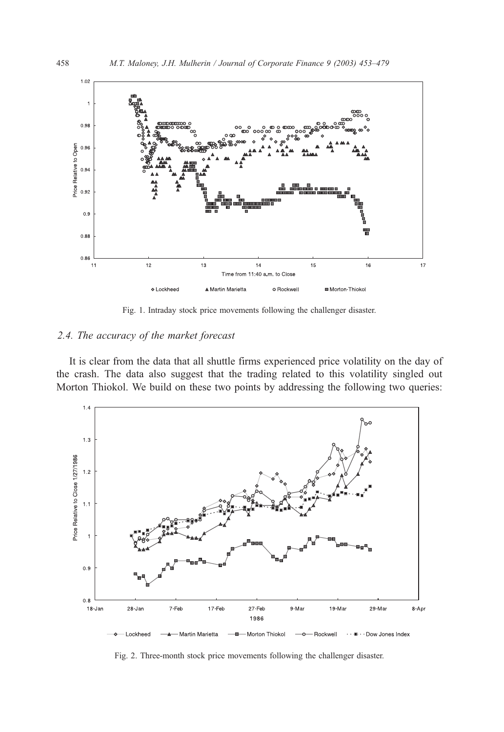Fig. 1. Intraday stock price movements following the challenger disaster.

### 2.4. The accuracy of the market forecast

It is clear from the data that all shuttle firms experienced price volatility on the day of the crash. The data also suggest that the trading related to this volatility singled out Morton Thiokol. We build on these two points by addressing the following two queries:

Fig. 2. Three-month stock price movements following the challenger disaster.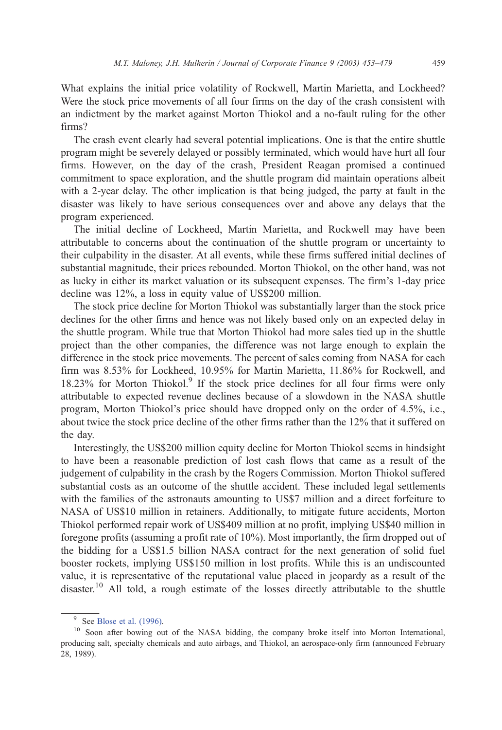What explains the initial price volatility of Rockwell, Martin Marietta, and Lockheed? Were the stock price movements of all four firms on the day of the crash consistent with an indictment by the market against Morton Thiokol and a no-fault ruling for the other firms?

The crash event clearly had several potential implications. One is that the entire shuttle program might be severely delayed or possibly terminated, which would have hurt all four firms. However, on the day of the crash, President Reagan promised a continued commitment to space exploration, and the shuttle program did maintain operations albeit with a 2-year delay. The other implication is that being judged, the party at fault in the disaster was likely to have serious consequences over and above any delays that the program experienced.

The initial decline of Lockheed, Martin Marietta, and Rockwell may have been attributable to concerns about the continuation of the shuttle program or uncertainty to their culpability in the disaster. At all events, while these firms suffered initial declines of substantial magnitude, their prices rebounded. Morton Thiokol, on the other hand, was not as lucky in either its market valuation or its subsequent expenses. The firm's 1-day price decline was 12%, a loss in equity value of US$200 million.

The stock price decline for Morton Thiokol was substantially larger than the stock price declines for the other firms and hence was not likely based only on an expected delay in the shuttle program. While true that Morton Thiokol had more sales tied up in the shuttle project than the other companies, the difference was not large enough to explain the difference in the stock price movements. The percent of sales coming from NASA for each firm was 8.53% for Lockheed, 10.95% for Martin Marietta, 11.86% for Rockwell, and 18.23% for Morton Thiokol.[9] If the stock price declines for all four firms were only attributable to expected revenue declines because of a slowdown in the NASA shuttle program, Morton Thiokol's price should have dropped only on the order of 4.5%, i.e., about twice the stock price decline of the other firms rather than the 12% that it suffered on the day.

Interestingly, the US$200 million equity decline for Morton Thiokol seems in hindsight to have been a reasonable prediction of lost cash flows that came as a result of the judgement of culpability in the crash by the Rogers Commission. Morton Thiokol suffered substantial costs as an outcome of the shuttle accident. These included legal settlements with the families of the astronauts amounting to US$7 million and a direct forfeiture to NASA of US$10 million in retainers. Additionally, to mitigate future accidents, Morton Thiokol performed repair work of US$409 million at no profit, implying US$40 million in foregone profits (assuming a profit rate of 10%). Most importantly, the firm dropped out of the bidding for a US$1.5 billion NASA contract for the next generation of solid fuel booster rockets, implying US$150 million in lost profits. While this is an undiscounted value, it is representative of the reputational value placed in jeopardy as a result of the disaster.[10] All told, a rough estimate of the losses directly attributable to the shuttle

[9] See Blose et al. (1996).

[10] Soon after bowing out of the NASA bidding, the company broke itself into Morton International, producing salt, specialty chemicals and auto airbags, and Thiokol, an aerospace-only firm (announced February 28, 1989).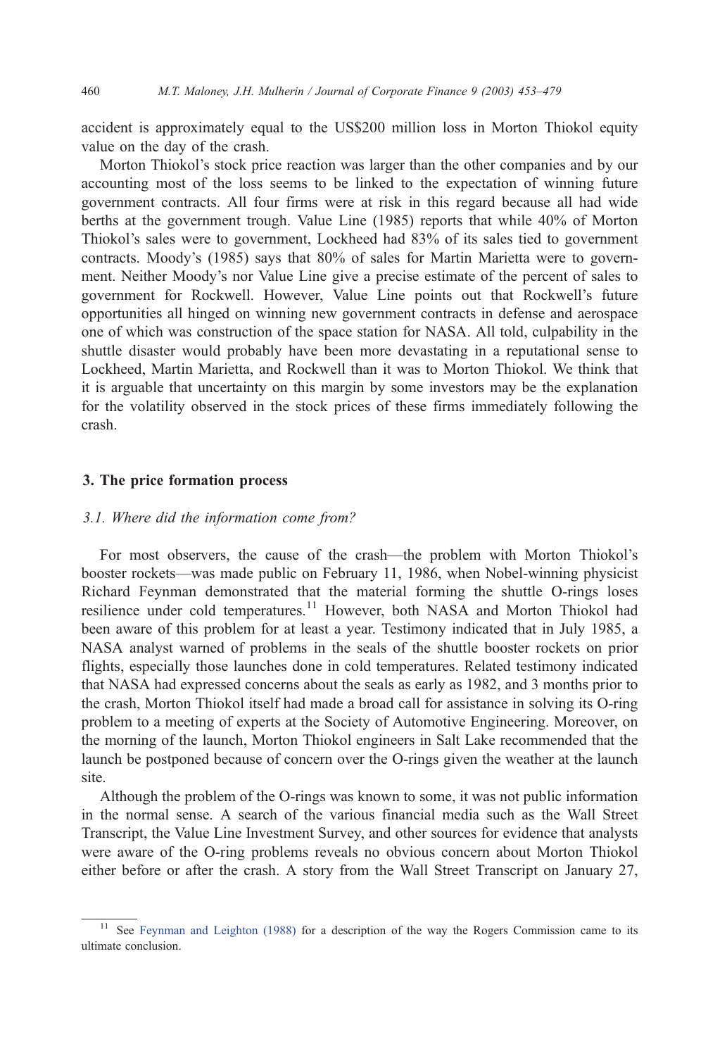accident is approximately equal to the US$200 million loss in Morton Thiokol equity value on the day of the crash.

Morton Thiokol's stock price reaction was larger than the other companies and by our accounting most of the loss seems to be linked to the expectation of winning future government contracts. All four firms were at risk in this regard because all had wide berths at the government trough. Value Line (1985) reports that while 40% of Morton Thiokol's sales were to government, Lockheed had 83% of its sales tied to government contracts. Moody's (1985) says that 80% of sales for Martin Marietta were to government. Neither Moody's nor Value Line give a precise estimate of the percent of sales to government for Rockwell. However, Value Line points out that Rockwell's future opportunities all hinged on winning new government contracts in defense and aerospace one of which was construction of the space station for NASA. All told, culpability in the shuttle disaster would probably have been more devastating in a reputational sense to Lockheed, Martin Marietta, and Rockwell than it was to Morton Thiokol. We think that it is arguable that uncertainty on this margin by some investors may be the explanation for the volatility observed in the stock prices of these firms immediately following the crash.

## 3. The price formation process

### *3.1. Where did the information come from?*

For most observers, the cause of the crash—the problem with Morton Thiokol's booster rockets—was made public on February 11, 1986, when Nobel-winning physicist Richard Feynman demonstrated that the material forming the shuttle O-rings loses resilience under cold temperatures.[11] However, both NASA and Morton Thiokol had been aware of this problem for at least a year. Testimony indicated that in July 1985, a NASA analyst warned of problems in the seals of the shuttle booster rockets on prior flights, especially those launches done in cold temperatures. Related testimony indicated that NASA had expressed concerns about the seals as early as 1982, and 3 months prior to the crash, Morton Thiokol itself had made a broad call for assistance in solving its O-ring problem to a meeting of experts at the Society of Automotive Engineering. Moreover, on the morning of the launch, Morton Thiokol engineers in Salt Lake recommended that the launch be postponed because of concern over the O-rings given the weather at the launch site.

Although the problem of the O-rings was known to some, it was not public information in the normal sense. A search of the various financial media such as the Wall Street Transcript, the Value Line Investment Survey, and other sources for evidence that analysts were aware of the O-ring problems reveals no obvious concern about Morton Thiokol either before or after the crash. A story from the Wall Street Transcript on January 27,

[11] See Feynman and Leighton (1988) for a description of the way the Rogers Commission came to its ultimate conclusion.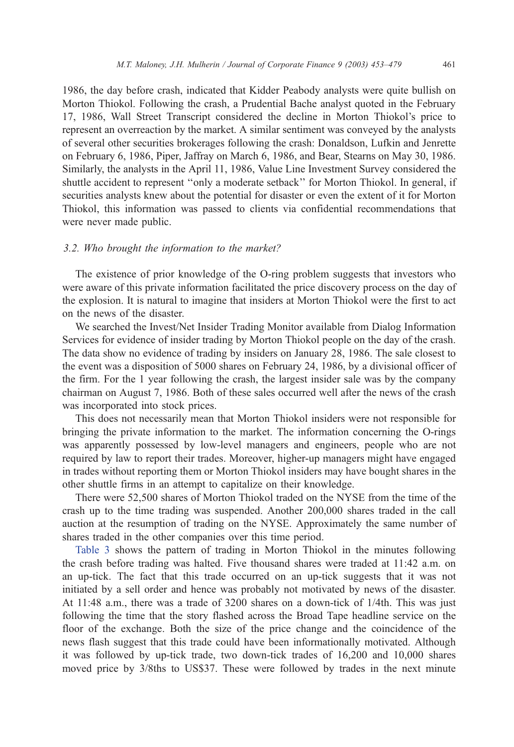1986, the day before crash, indicated that Kidder Peabody analysts were quite bullish on Morton Thiokol. Following the crash, a Prudential Bache analyst quoted in the February 17, 1986, Wall Street Transcript considered the decline in Morton Thiokol's price to represent an overreaction by the market. A similar sentiment was conveyed by the analysts of several other securities brokerages following the crash: Donaldson, Lufkin and Jenrette on February 6, 1986, Piper, Jaffray on March 6, 1986, and Bear, Stearns on May 30, 1986. Similarly, the analysts in the April 11, 1986, Value Line Investment Survey considered the shuttle accident to represent "only a moderate setback" for Morton Thiokol. In general, if securities analysts knew about the potential for disaster or even the extent of it for Morton Thiokol, this information was passed to clients via confidential recommendations that were never made public.

### *3.2. Who brought the information to the market?*

The existence of prior knowledge of the O-ring problem suggests that investors who were aware of this private information facilitated the price discovery process on the day of the explosion. It is natural to imagine that insiders at Morton Thiokol were the first to act on the news of the disaster.

We searched the Invest/Net Insider Trading Monitor available from Dialog Information Services for evidence of insider trading by Morton Thiokol people on the day of the crash. The data show no evidence of trading by insiders on January 28, 1986. The sale closest to the event was a disposition of 5000 shares on February 24, 1986, by a divisional officer of the firm. For the 1 year following the crash, the largest insider sale was by the company chairman on August 7, 1986. Both of these sales occurred well after the news of the crash was incorporated into stock prices.

This does not necessarily mean that Morton Thiokol insiders were not responsible for bringing the private information to the market. The information concerning the O-rings was apparently possessed by low-level managers and engineers, people who are not required by law to report their trades. Moreover, higher-up managers might have engaged in trades without reporting them or Morton Thiokol insiders may have bought shares in the other shuttle firms in an attempt to capitalize on their knowledge.

There were 52,500 shares of Morton Thiokol traded on the NYSE from the time of the crash up to the time trading was suspended. Another 200,000 shares traded in the call auction at the resumption of trading on the NYSE. Approximately the same number of shares traded in the other companies over this time period.

Table 3 shows the pattern of trading in Morton Thiokol in the minutes following the crash before trading was halted. Five thousand shares were traded at 11:42 a.m. on an up-tick. The fact that this trade occurred on an up-tick suggests that it was not initiated by a sell order and hence was probably not motivated by news of the disaster. At 11:48 a.m., there was a trade of 3200 shares on a down-tick of 1/4th. This was just following the time that the story flashed across the Broad Tape headline service on the floor of the exchange. Both the size of the price change and the coincidence of the news flash suggest that this trade could have been informationally motivated. Although it was followed by up-tick trade, two down-tick trades of 16,200 and 10,000 shares moved price by 3/8ths to US$37. These were followed by trades in the next minute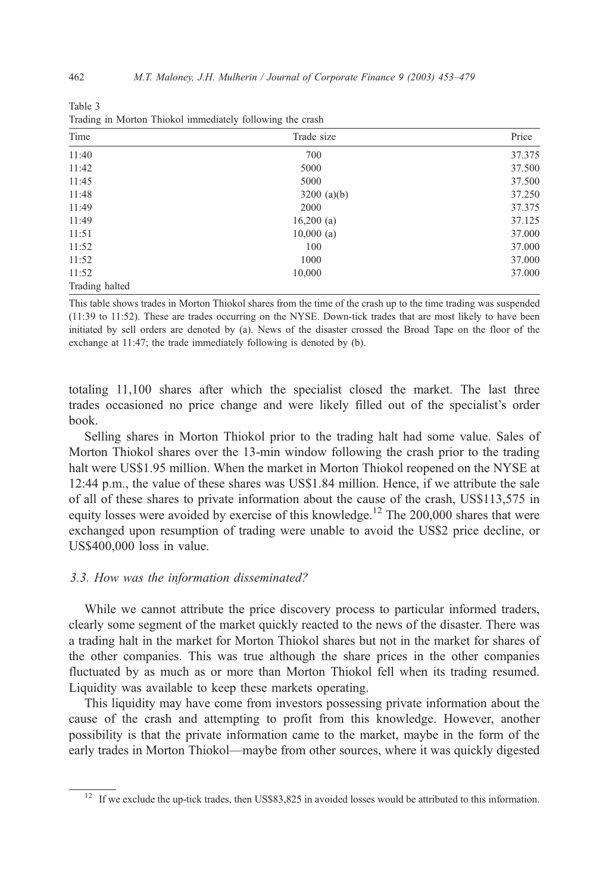Table 3
Trading in Morton Thiokol immediately following the crash

| Time | Trade size | Price |
|---|---|---|
| 11:40 | 700 | 37.375 |
| 11:42 | 5000 | 37.500 |
| 11:45 | 5000 | 37.500 |
| 11:48 | 3200 (a)(b) | 37.250 |
| 11:49 | 2000 | 37.375 |
| 11:49 | 16,200 (a) | 37.125 |
| 11:51 | 10,000 (a) | 37.000 |
| 11:52 | 100 | 37.000 |
| 11:52 | 1000 | 37.000 |
| 11:52 | 10,000 | 37.000 |
| Trading halted | | |

This table shows trades in Morton Thiokol shares from the time of the crash up to the time trading was suspended (11:39 to 11:52). These are trades occurring on the NYSE. Down-tick trades that are most likely to have been initiated by sell orders are denoted by (a). News of the disaster crossed the Broad Tape on the floor of the exchange at 11:47; the trade immediately following is denoted by (b).

totaling 11,100 shares after which the specialist closed the market. The last three trades occasioned no price change and were likely filled out of the specialist's order book.

Selling shares in Morton Thiokol prior to the trading halt had some value. Sales of Morton Thiokol shares over the 13-min window following the crash prior to the trading halt were US$1.95 million. When the market in Morton Thiokol reopened on the NYSE at 12:44 p.m., the value of these shares was US$1.84 million. Hence, if we attribute the sale of all of these shares to private information about the cause of the crash, US$113,575 in equity losses were avoided by exercise of this knowledge.[12] The 200,000 shares that were exchanged upon resumption of trading were unable to avoid the US$2 price decline, or US$400,000 loss in value.

### 3.3. How was the information disseminated?

While we cannot attribute the price discovery process to particular informed traders, clearly some segment of the market quickly reacted to the news of the disaster. There was a trading halt in the market for Morton Thiokol shares but not in the market for shares of the other companies. This was true although the share prices in the other companies fluctuated by as much as or more than Morton Thiokol fell when its trading resumed. Liquidity was available to keep these markets operating.

This liquidity may have come from investors possessing private information about the cause of the crash and attempting to profit from this knowledge. However, another possibility is that the private information came to the market, maybe in the form of the early trades in Morton Thiokol—maybe from other sources, where it was quickly digested

[12] If we exclude the up-tick trades, then US$83,825 in avoided losses would be attributed to this information.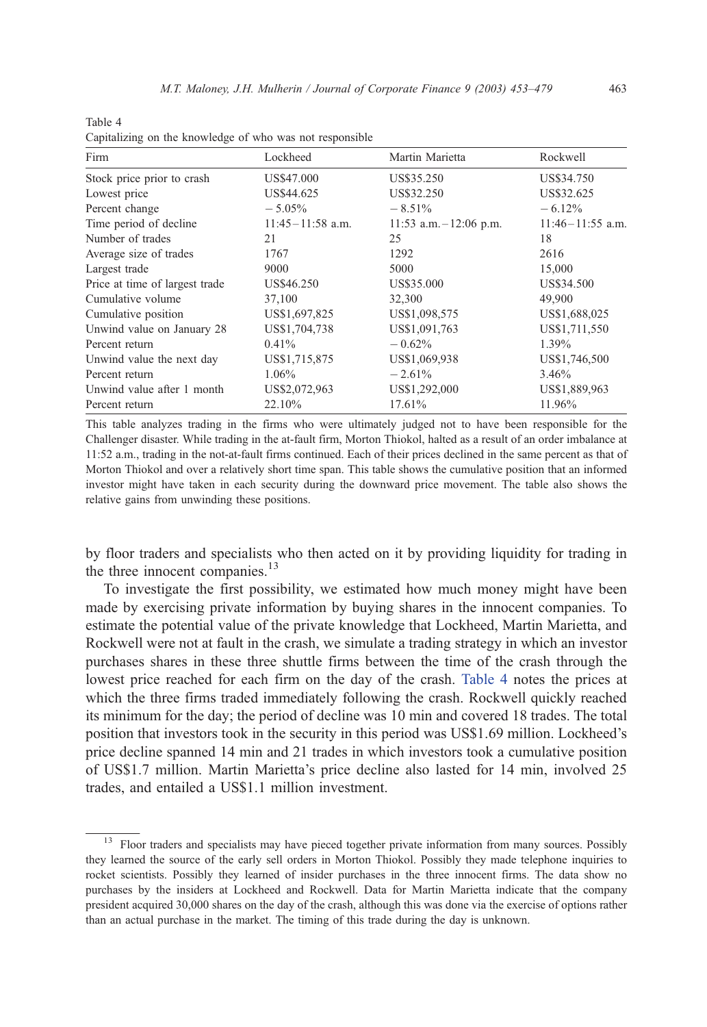Table 4
Capitalizing on the knowledge of who was not responsible

| Firm | Lockheed | Martin Marietta | Rockwell |
| --- | --- | --- | --- |
| Stock price prior to crash | US$47.000 | US$35.250 | US$34.750 |
| Lowest price | US$44.625 | US$32.250 | US$32.625 |
| Percent change | − 5.05% | − 8.51% | − 6.12% |
| Time period of decline | 11:45 – 11:58 a.m. | 11:53 a.m. – 12:06 p.m. | 11:46 – 11:55 a.m. |
| Number of trades | 21 | 25 | 18 |
| Average size of trades | 1767 | 1292 | 2616 |
| Largest trade | 9000 | 5000 | 15,000 |
| Price at time of largest trade | US$46.250 | US$35.000 | US$34.500 |
| Cumulative volume | 37,100 | 32,300 | 49,900 |
| Cumulative position | US$1,697,825 | US$1,098,575 | US$1,688,025 |
| Unwind value on January 28 | US$1,704,738 | US$1,091,763 | US$1,711,550 |
| Percent return | 0.41% | − 0.62% | 1.39% |
| Unwind value the next day | US$1,715,875 | US$1,069,938 | US$1,746,500 |
| Percent return | 1.06% | − 2.61% | 3.46% |
| Unwind value after 1 month | US$2,072,963 | US$1,292,000 | US$1,889,963 |
| Percent return | 22.10% | 17.61% | 11.96% |

This table analyzes trading in the firms who were ultimately judged not to have been responsible for the Challenger disaster. While trading in the at-fault firm, Morton Thiokol, halted as a result of an order imbalance at 11:52 a.m., trading in the not-at-fault firms continued. Each of their prices declined in the same percent as that of Morton Thiokol and over a relatively short time span. This table shows the cumulative position that an informed investor might have taken in each security during the downward price movement. The table also shows the relative gains from unwinding these positions.

by floor traders and specialists who then acted on it by providing liquidity for trading in the three innocent companies.[13]

To investigate the first possibility, we estimated how much money might have been made by exercising private information by buying shares in the innocent companies. To estimate the potential value of the private knowledge that Lockheed, Martin Marietta, and Rockwell were not at fault in the crash, we simulate a trading strategy in which an investor purchases shares in these three shuttle firms between the time of the crash through the lowest price reached for each firm on the day of the crash. Table 4 notes the prices at which the three firms traded immediately following the crash. Rockwell quickly reached its minimum for the day; the period of decline was 10 min and covered 18 trades. The total position that investors took in the security in this period was US$1.69 million. Lockheed's price decline spanned 14 min and 21 trades in which investors took a cumulative position of US$1.7 million. Martin Marietta's price decline also lasted for 14 min, involved 25 trades, and entailed a US$1.1 million investment.

[13] Floor traders and specialists may have pieced together private information from many sources. Possibly they learned the source of the early sell orders in Morton Thiokol. Possibly they made telephone inquiries to rocket scientists. Possibly they learned of insider purchases in the three innocent firms. The data show no purchases by the insiders at Lockheed and Rockwell. Data for Martin Marietta indicate that the company president acquired 30,000 shares on the day of the crash, although this was done via the exercise of options rather than an actual purchase in the market. The timing of this trade during the day is unknown.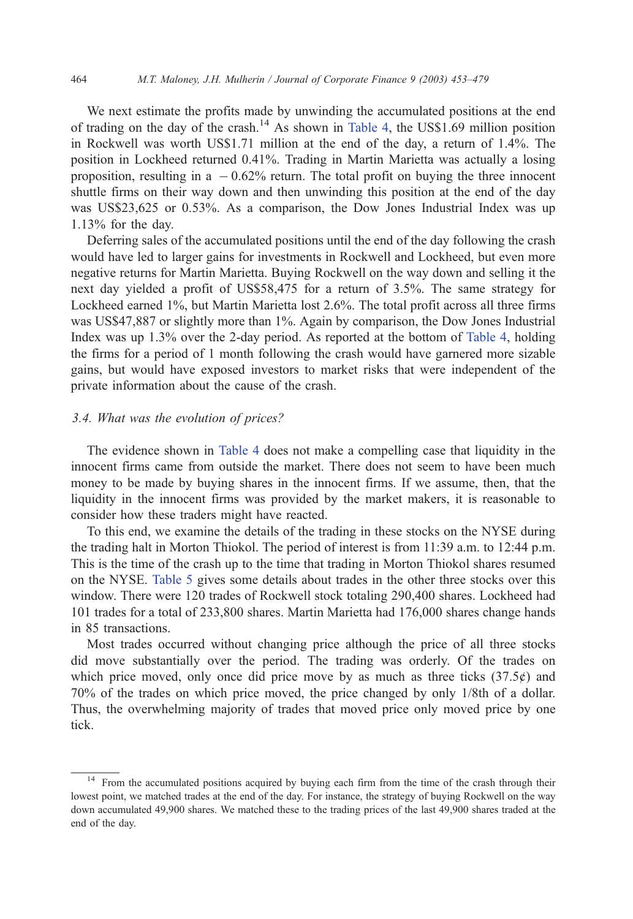We next estimate the profits made by unwinding the accumulated positions at the end of trading on the day of the crash.[14] As shown in Table 4, the US$1.69 million position in Rockwell was worth US$1.71 million at the end of the day, a return of 1.4%. The position in Lockheed returned 0.41%. Trading in Martin Marietta was actually a losing proposition, resulting in a − 0.62% return. The total profit on buying the three innocent shuttle firms on their way down and then unwinding this position at the end of the day was US$23,625 or 0.53%. As a comparison, the Dow Jones Industrial Index was up 1.13% for the day.

Deferring sales of the accumulated positions until the end of the day following the crash would have led to larger gains for investments in Rockwell and Lockheed, but even more negative returns for Martin Marietta. Buying Rockwell on the way down and selling it the next day yielded a profit of US$58,475 for a return of 3.5%. The same strategy for Lockheed earned 1%, but Martin Marietta lost 2.6%. The total profit across all three firms was US$47,887 or slightly more than 1%. Again by comparison, the Dow Jones Industrial Index was up 1.3% over the 2-day period. As reported at the bottom of Table 4, holding the firms for a period of 1 month following the crash would have garnered more sizable gains, but would have exposed investors to market risks that were independent of the private information about the cause of the crash.

### 3.4. What was the evolution of prices?

The evidence shown in Table 4 does not make a compelling case that liquidity in the innocent firms came from outside the market. There does not seem to have been much money to be made by buying shares in the innocent firms. If we assume, then, that the liquidity in the innocent firms was provided by the market makers, it is reasonable to consider how these traders might have reacted.

To this end, we examine the details of the trading in these stocks on the NYSE during the trading halt in Morton Thiokol. The period of interest is from 11:39 a.m. to 12:44 p.m. This is the time of the crash up to the time that trading in Morton Thiokol shares resumed on the NYSE. Table 5 gives some details about trades in the other three stocks over this window. There were 120 trades of Rockwell stock totaling 290,400 shares. Lockheed had 101 trades for a total of 233,800 shares. Martin Marietta had 176,000 shares change hands in 85 transactions.

Most trades occurred without changing price although the price of all three stocks did move substantially over the period. The trading was orderly. Of the trades on which price moved, only once did price move by as much as three ticks (37.5¢) and 70% of the trades on which price moved, the price changed by only 1/8th of a dollar. Thus, the overwhelming majority of trades that moved price only moved price by one tick.

---

[14] From the accumulated positions acquired by buying each firm from the time of the crash through their lowest point, we matched trades at the end of the day. For instance, the strategy of buying Rockwell on the way down accumulated 49,900 shares. We matched these to the trading prices of the last 49,900 shares traded at the end of the day.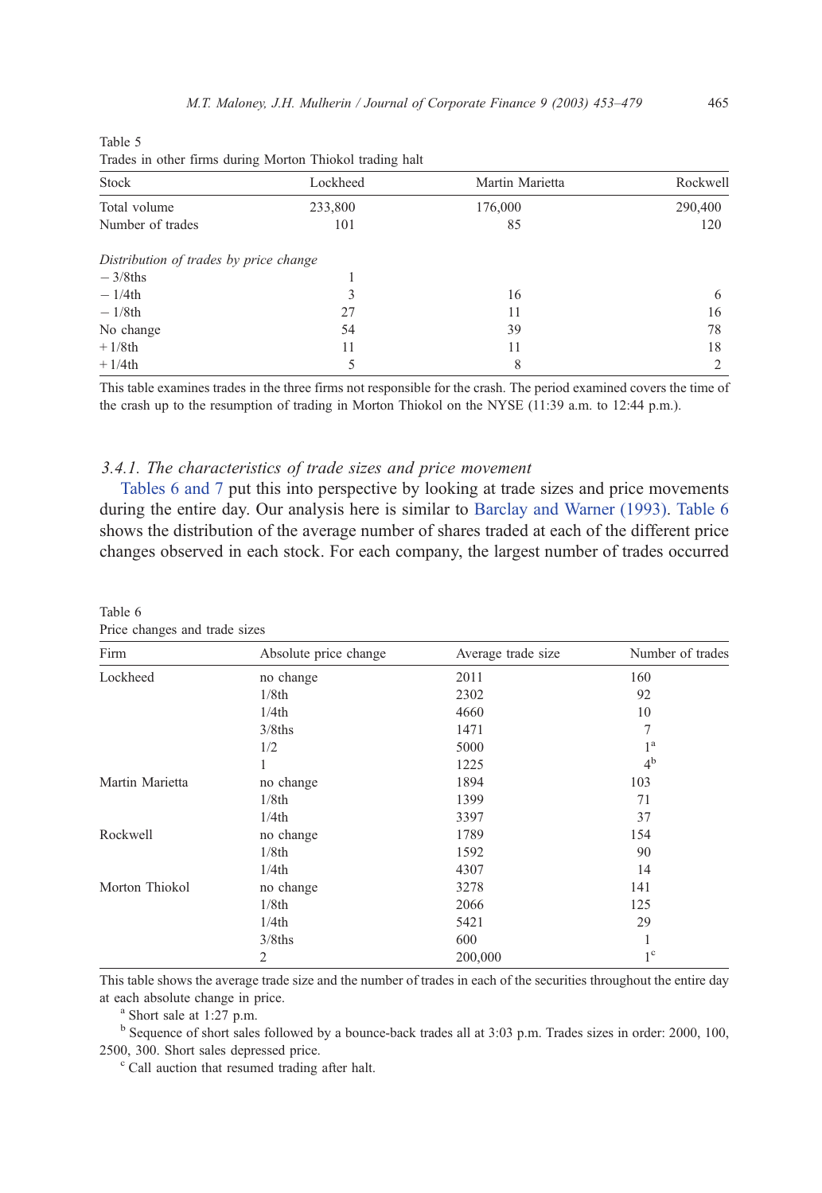Table 5
Trades in other firms during Morton Thiokol trading halt

| Stock | Lockheed | Martin Marietta | Rockwell |
|---|---|---|---|
| Total volume | 233,800 | 176,000 | 290,400 |
| Number of trades | 101 | 85 | 120 |
| *Distribution of trades by price change* | | | |
| − 3/8ths | 1 | | |
| − 1/4th | 3 | 16 | 6 |
| − 1/8th | 27 | 11 | 16 |
| No change | 54 | 39 | 78 |
| + 1/8th | 11 | 11 | 18 |
| + 1/4th | 5 | 8 | 2 |

This table examines trades in the three firms not responsible for the crash. The period examined covers the time of the crash up to the resumption of trading in Morton Thiokol on the NYSE (11:39 a.m. to 12:44 p.m.).

### 3.4.1. The characteristics of trade sizes and price movement

Tables 6 and 7 put this into perspective by looking at trade sizes and price movements during the entire day. Our analysis here is similar to Barclay and Warner (1993). Table 6 shows the distribution of the average number of shares traded at each of the different price changes observed in each stock. For each company, the largest number of trades occurred

Table 6
Price changes and trade sizes

| Firm | Absolute price change | Average trade size | Number of trades |
|---|---|---|---|
| Lockheed | no change | 2011 | 160 |
| | 1/8th | 2302 | 92 |
| | 1/4th | 4660 | 10 |
| | 3/8ths | 1471 | 7 |
| | 1/2 | 5000 | 1[a] |
| | 1 | 1225 | 4[b] |
| Martin Marietta | no change | 1894 | 103 |
| | 1/8th | 1399 | 71 |
| | 1/4th | 3397 | 37 |
| Rockwell | no change | 1789 | 154 |
| | 1/8th | 1592 | 90 |
| | 1/4th | 4307 | 14 |
| Morton Thiokol | no change | 3278 | 141 |
| | 1/8th | 2066 | 125 |
| | 1/4th | 5421 | 29 |
| | 3/8ths | 600 | 1 |
| | 2 | 200,000 | 1[c] |

This table shows the average trade size and the number of trades in each of the securities throughout the entire day at each absolute change in price.

[a] Short sale at 1:27 p.m.

[b] Sequence of short sales followed by a bounce-back trades all at 3:03 p.m. Trades sizes in order: 2000, 100, 2500, 300. Short sales depressed price.

[c] Call auction that resumed trading after halt.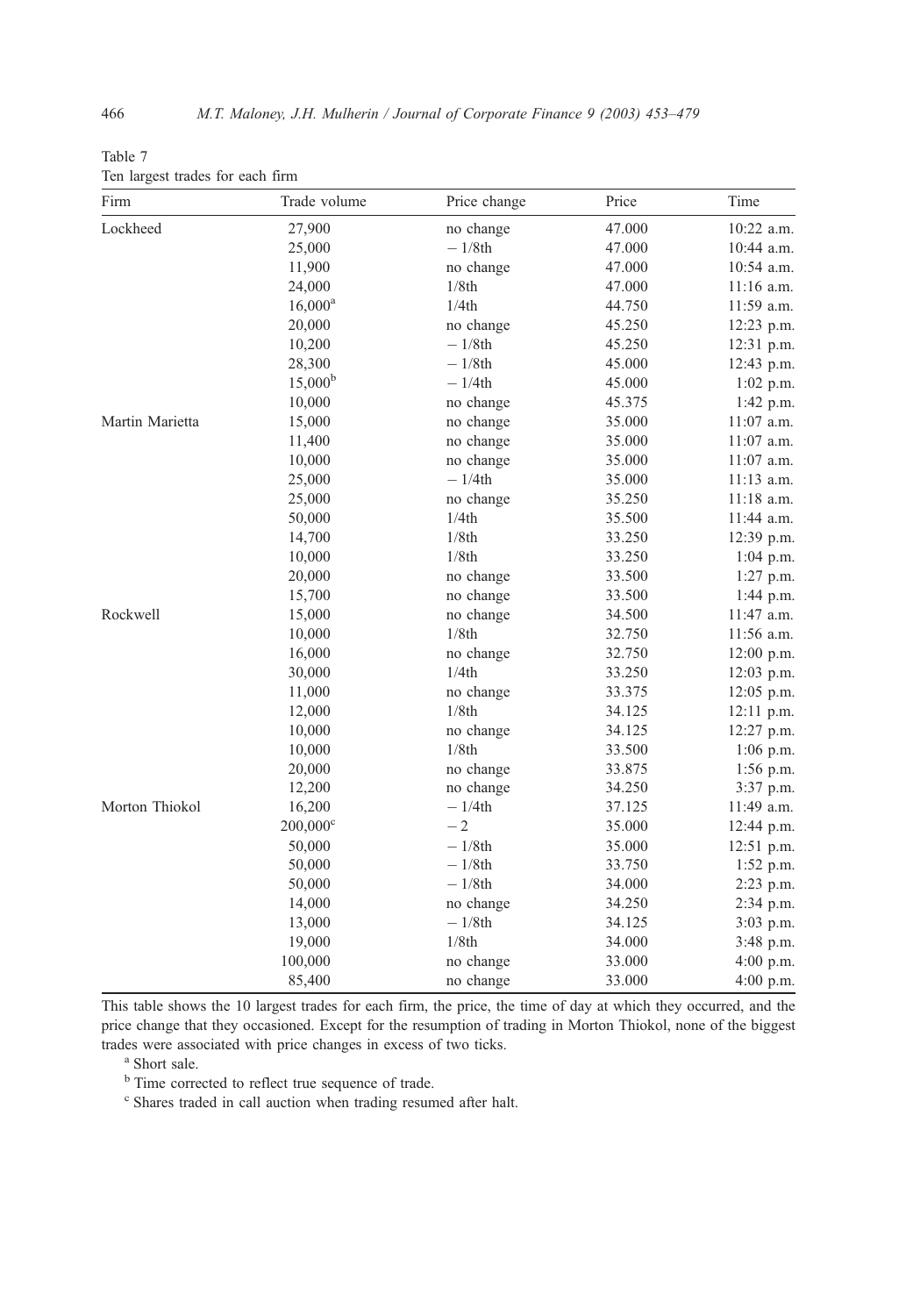Table 7
Ten largest trades for each firm

| Firm | Trade volume | Price change | Price | Time |
|---|---|---|---|---|
| Lockheed | 27,900 | no change | 47.000 | 10:22 a.m. |
| | 25,000 | − 1/8th | 47.000 | 10:44 a.m. |
| | 11,900 | no change | 47.000 | 10:54 a.m. |
| | 24,000 | 1/8th | 47.000 | 11:16 a.m. |
| | 16,000[a] | 1/4th | 44.750 | 11:59 a.m. |
| | 20,000 | no change | 45.250 | 12:23 p.m. |
| | 10,200 | − 1/8th | 45.250 | 12:31 p.m. |
| | 28,300 | − 1/8th | 45.000 | 12:43 p.m. |
| | 15,000[b] | − 1/4th | 45.000 | 1:02 p.m. |
| | 10,000 | no change | 45.375 | 1:42 p.m. |
| Martin Marietta | 15,000 | no change | 35.000 | 11:07 a.m. |
| | 11,400 | no change | 35.000 | 11:07 a.m. |
| | 10,000 | no change | 35.000 | 11:07 a.m. |
| | 25,000 | − 1/4th | 35.000 | 11:13 a.m. |
| | 25,000 | no change | 35.250 | 11:18 a.m. |
| | 50,000 | 1/4th | 35.500 | 11:44 a.m. |
| | 14,700 | 1/8th | 33.250 | 12:39 p.m. |
| | 10,000 | 1/8th | 33.250 | 1:04 p.m. |
| | 20,000 | no change | 33.500 | 1:27 p.m. |
| | 15,700 | no change | 33.500 | 1:44 p.m. |
| Rockwell | 15,000 | no change | 34.500 | 11:47 a.m. |
| | 10,000 | 1/8th | 32.750 | 11:56 a.m. |
| | 16,000 | no change | 32.750 | 12:00 p.m. |
| | 30,000 | 1/4th | 33.250 | 12:03 p.m. |
| | 11,000 | no change | 33.375 | 12:05 p.m. |
| | 12,000 | 1/8th | 34.125 | 12:11 p.m. |
| | 10,000 | no change | 34.125 | 12:27 p.m. |
| | 10,000 | 1/8th | 33.500 | 1:06 p.m. |
| | 20,000 | no change | 33.875 | 1:56 p.m. |
| | 12,200 | no change | 34.250 | 3:37 p.m. |
| Morton Thiokol | 16,200 | − 1/4th | 37.125 | 11:49 a.m. |
| | 200,000[c] | − 2 | 35.000 | 12:44 p.m. |
| | 50,000 | − 1/8th | 35.000 | 12:51 p.m. |
| | 50,000 | − 1/8th | 33.750 | 1:52 p.m. |
| | 50,000 | − 1/8th | 34.000 | 2:23 p.m. |
| | 14,000 | no change | 34.250 | 2:34 p.m. |
| | 13,000 | − 1/8th | 34.125 | 3:03 p.m. |
| | 19,000 | 1/8th | 34.000 | 3:48 p.m. |
| | 100,000 | no change | 33.000 | 4:00 p.m. |
| | 85,400 | no change | 33.000 | 4:00 p.m. |

This table shows the 10 largest trades for each firm, the price, the time of day at which they occurred, and the price change that they occasioned. Except for the resumption of trading in Morton Thiokol, none of the biggest trades were associated with price changes in excess of two ticks.

[a] Short sale.

[b] Time corrected to reflect true sequence of trade.

[c] Shares traded in call auction when trading resumed after halt.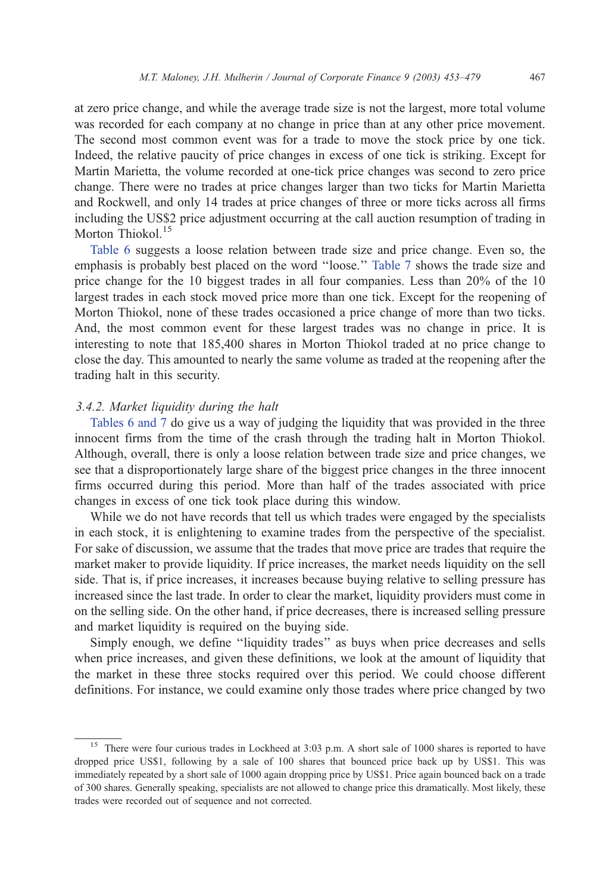at zero price change, and while the average trade size is not the largest, more total volume was recorded for each company at no change in price than at any other price movement. The second most common event was for a trade to move the stock price by one tick. Indeed, the relative paucity of price changes in excess of one tick is striking. Except for Martin Marietta, the volume recorded at one-tick price changes was second to zero price change. There were no trades at price changes larger than two ticks for Martin Marietta and Rockwell, and only 14 trades at price changes of three or more ticks across all firms including the US$2 price adjustment occurring at the call auction resumption of trading in Morton Thiokol.[15]

Table 6 suggests a loose relation between trade size and price change. Even so, the emphasis is probably best placed on the word ''loose.'' Table 7 shows the trade size and price change for the 10 biggest trades in all four companies. Less than 20% of the 10 largest trades in each stock moved price more than one tick. Except for the reopening of Morton Thiokol, none of these trades occasioned a price change of more than two ticks. And, the most common event for these largest trades was no change in price. It is interesting to note that 185,400 shares in Morton Thiokol traded at no price change to close the day. This amounted to nearly the same volume as traded at the reopening after the trading halt in this security.

### 3.4.2. Market liquidity during the halt

Tables 6 and 7 do give us a way of judging the liquidity that was provided in the three innocent firms from the time of the crash through the trading halt in Morton Thiokol. Although, overall, there is only a loose relation between trade size and price changes, we see that a disproportionately large share of the biggest price changes in the three innocent firms occurred during this period. More than half of the trades associated with price changes in excess of one tick took place during this window.

While we do not have records that tell us which trades were engaged by the specialists in each stock, it is enlightening to examine trades from the perspective of the specialist. For sake of discussion, we assume that the trades that move price are trades that require the market maker to provide liquidity. If price increases, the market needs liquidity on the sell side. That is, if price increases, it increases because buying relative to selling pressure has increased since the last trade. In order to clear the market, liquidity providers must come in on the selling side. On the other hand, if price decreases, there is increased selling pressure and market liquidity is required on the buying side.

Simply enough, we define ''liquidity trades'' as buys when price decreases and sells when price increases, and given these definitions, we look at the amount of liquidity that the market in these three stocks required over this period. We could choose different definitions. For instance, we could examine only those trades where price changed by two

[15] There were four curious trades in Lockheed at 3:03 p.m. A short sale of 1000 shares is reported to have dropped price US$1, following by a sale of 100 shares that bounced price back up by US$1. This was immediately repeated by a short sale of 1000 again dropping price by US$1. Price again bounced back on a trade of 300 shares. Generally speaking, specialists are not allowed to change price this dramatically. Most likely, these trades were recorded out of sequence and not corrected.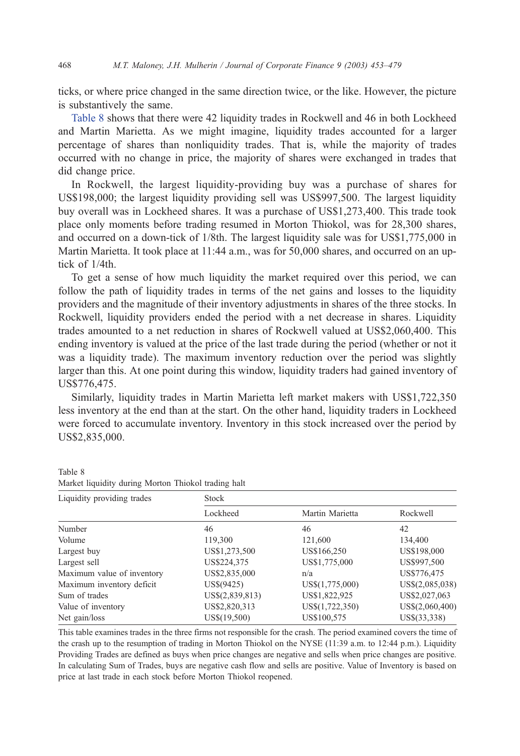ticks, or where price changed in the same direction twice, or the like. However, the picture is substantively the same.

Table 8 shows that there were 42 liquidity trades in Rockwell and 46 in both Lockheed and Martin Marietta. As we might imagine, liquidity trades accounted for a larger percentage of shares than nonliquidity trades. That is, while the majority of trades occurred with no change in price, the majority of shares were exchanged in trades that did change price.

In Rockwell, the largest liquidity-providing buy was a purchase of shares for US$198,000; the largest liquidity providing sell was US$997,500. The largest liquidity buy overall was in Lockheed shares. It was a purchase of US$1,273,400. This trade took place only moments before trading resumed in Morton Thiokol, was for 28,300 shares, and occurred on a down-tick of 1/8th. The largest liquidity sale was for US$1,775,000 in Martin Marietta. It took place at 11:44 a.m., was for 50,000 shares, and occurred on an up-tick of 1/4th.

To get a sense of how much liquidity the market required over this period, we can follow the path of liquidity trades in terms of the net gains and losses to the liquidity providers and the magnitude of their inventory adjustments in shares of the three stocks. In Rockwell, liquidity providers ended the period with a net decrease in shares. Liquidity trades amounted to a net reduction in shares of Rockwell valued at US$2,060,400. This ending inventory is valued at the price of the last trade during the period (whether or not it was a liquidity trade). The maximum inventory reduction over the period was slightly larger than this. At one point during this window, liquidity traders had gained inventory of US$776,475.

Similarly, liquidity trades in Martin Marietta left market makers with US$1,722,350 less inventory at the end than at the start. On the other hand, liquidity traders in Lockheed were forced to accumulate inventory. Inventory in this stock increased over the period by US$2,835,000.

Table 8
Market liquidity during Morton Thiokol trading halt

| Liquidity providing trades | Stock | | |
|---|---|---|---|
| | Lockheed | Martin Marietta | Rockwell |
| Number | 46 | 46 | 42 |
| Volume | 119,300 | 121,600 | 134,400 |
| Largest buy | US$1,273,500 | US$166,250 | US$198,000 |
| Largest sell | US$224,375 | US$1,775,000 | US$997,500 |
| Maximum value of inventory | US$2,835,000 | n/a | US$776,475 |
| Maximum inventory deficit | US$(9425) | US$(1,775,000) | US$(2,085,038) |
| Sum of trades | US$(2,839,813) | US$1,822,925 | US$2,027,063 |
| Value of inventory | US$2,820,313 | US$(1,722,350) | US$(2,060,400) |
| Net gain/loss | US$(19,500) | US$100,575 | US$(33,338) |

This table examines trades in the three firms not responsible for the crash. The period examined covers the time of the crash up to the resumption of trading in Morton Thiokol on the NYSE (11:39 a.m. to 12:44 p.m.). Liquidity Providing Trades are defined as buys when price changes are negative and sells when price changes are positive. In calculating Sum of Trades, buys are negative cash flow and sells are positive. Value of Inventory is based on price at last trade in each stock before Morton Thiokol reopened.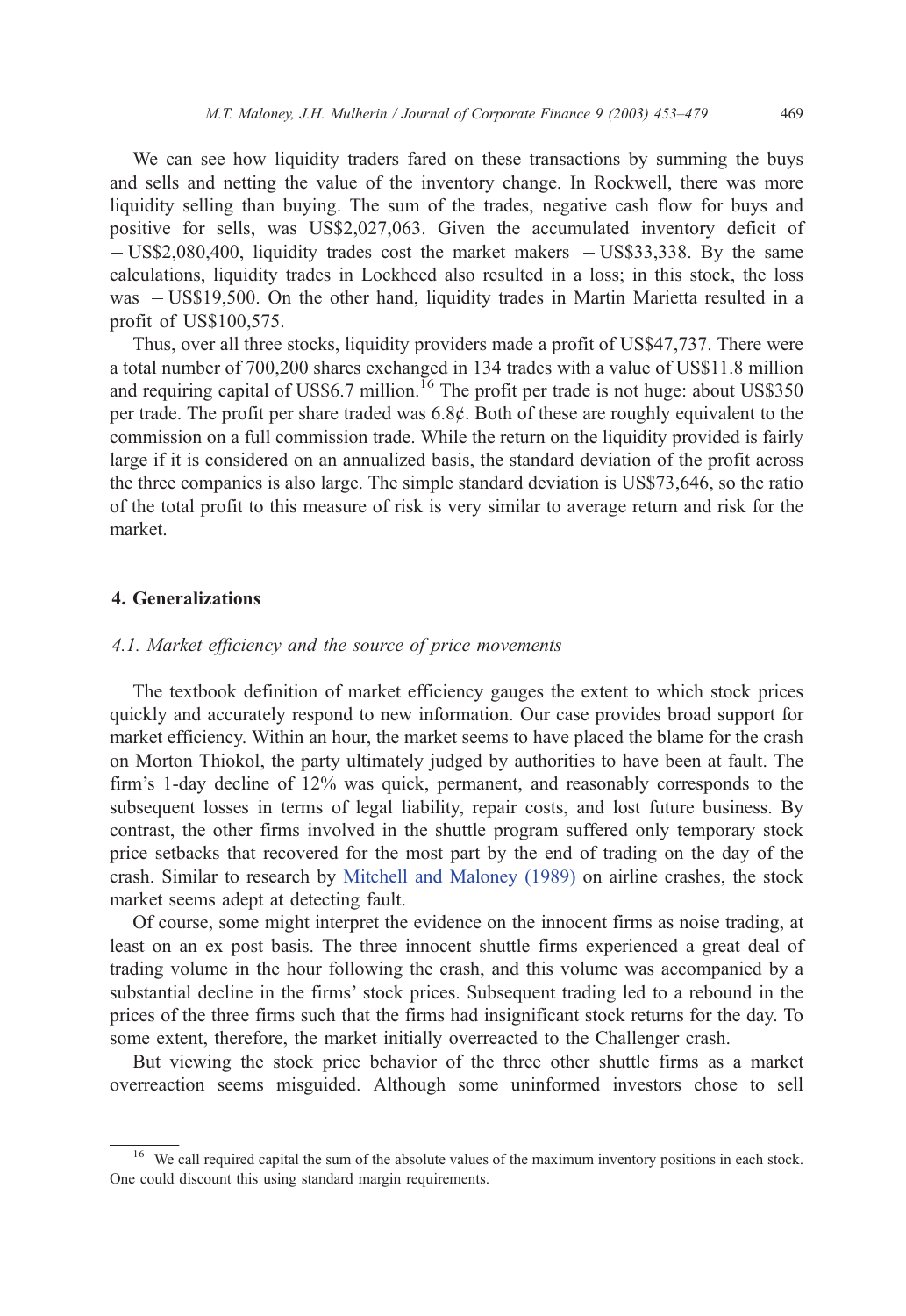We can see how liquidity traders fared on these transactions by summing the buys and sells and netting the value of the inventory change. In Rockwell, there was more liquidity selling than buying. The sum of the trades, negative cash flow for buys and positive for sells, was US$2,027,063. Given the accumulated inventory deficit of − US$2,080,400, liquidity trades cost the market makers − US$33,338. By the same calculations, liquidity trades in Lockheed also resulted in a loss; in this stock, the loss was − US$19,500. On the other hand, liquidity trades in Martin Marietta resulted in a profit of US$100,575.

Thus, over all three stocks, liquidity providers made a profit of US$47,737. There were a total number of 700,200 shares exchanged in 134 trades with a value of US$11.8 million and requiring capital of US$6.7 million.[16] The profit per trade is not huge: about US$350 per trade. The profit per share traded was 6.8¢. Both of these are roughly equivalent to the commission on a full commission trade. While the return on the liquidity provided is fairly large if it is considered on an annualized basis, the standard deviation of the profit across the three companies is also large. The simple standard deviation is US$73,646, so the ratio of the total profit to this measure of risk is very similar to average return and risk for the market.

## 4. Generalizations

### *4.1. Market efficiency and the source of price movements*

The textbook definition of market efficiency gauges the extent to which stock prices quickly and accurately respond to new information. Our case provides broad support for market efficiency. Within an hour, the market seems to have placed the blame for the crash on Morton Thiokol, the party ultimately judged by authorities to have been at fault. The firm's 1-day decline of 12% was quick, permanent, and reasonably corresponds to the subsequent losses in terms of legal liability, repair costs, and lost future business. By contrast, the other firms involved in the shuttle program suffered only temporary stock price setbacks that recovered for the most part by the end of trading on the day of the crash. Similar to research by Mitchell and Maloney (1989) on airline crashes, the stock market seems adept at detecting fault.

Of course, some might interpret the evidence on the innocent firms as noise trading, at least on an ex post basis. The three innocent shuttle firms experienced a great deal of trading volume in the hour following the crash, and this volume was accompanied by a substantial decline in the firms' stock prices. Subsequent trading led to a rebound in the prices of the three firms such that the firms had insignificant stock returns for the day. To some extent, therefore, the market initially overreacted to the Challenger crash.

But viewing the stock price behavior of the three other shuttle firms as a market overreaction seems misguided. Although some uninformed investors chose to sell

[16] We call required capital the sum of the absolute values of the maximum inventory positions in each stock. One could discount this using standard margin requirements.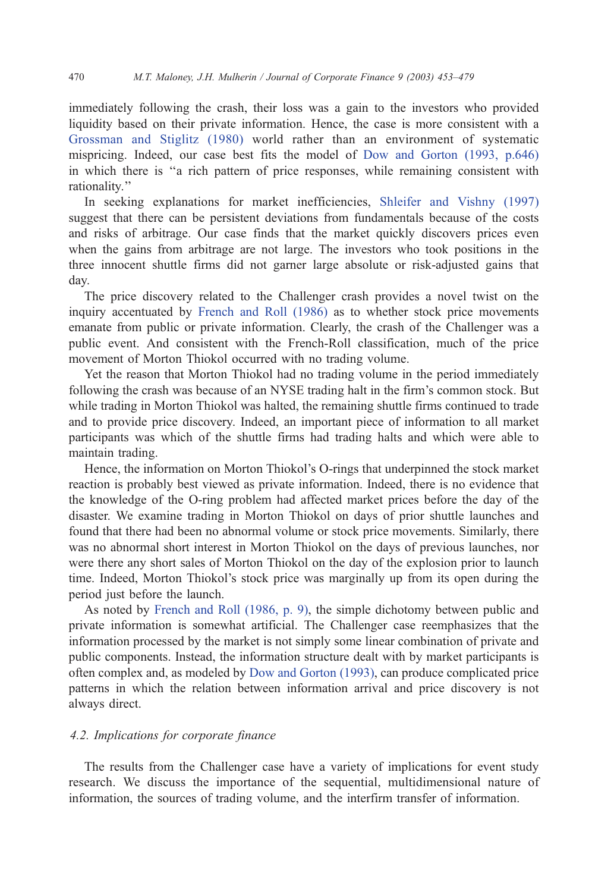immediately following the crash, their loss was a gain to the investors who provided liquidity based on their private information. Hence, the case is more consistent with a Grossman and Stiglitz (1980) world rather than an environment of systematic mispricing. Indeed, our case best fits the model of Dow and Gorton (1993, p.646) in which there is "a rich pattern of price responses, while remaining consistent with rationality."

In seeking explanations for market inefficiencies, Shleifer and Vishny (1997) suggest that there can be persistent deviations from fundamentals because of the costs and risks of arbitrage. Our case finds that the market quickly discovers prices even when the gains from arbitrage are not large. The investors who took positions in the three innocent shuttle firms did not garner large absolute or risk-adjusted gains that day.

The price discovery related to the Challenger crash provides a novel twist on the inquiry accentuated by French and Roll (1986) as to whether stock price movements emanate from public or private information. Clearly, the crash of the Challenger was a public event. And consistent with the French-Roll classification, much of the price movement of Morton Thiokol occurred with no trading volume.

Yet the reason that Morton Thiokol had no trading volume in the period immediately following the crash was because of an NYSE trading halt in the firm's common stock. But while trading in Morton Thiokol was halted, the remaining shuttle firms continued to trade and to provide price discovery. Indeed, an important piece of information to all market participants was which of the shuttle firms had trading halts and which were able to maintain trading.

Hence, the information on Morton Thiokol's O-rings that underpinned the stock market reaction is probably best viewed as private information. Indeed, there is no evidence that the knowledge of the O-ring problem had affected market prices before the day of the disaster. We examine trading in Morton Thiokol on days of prior shuttle launches and found that there had been no abnormal volume or stock price movements. Similarly, there was no abnormal short interest in Morton Thiokol on the days of previous launches, nor were there any short sales of Morton Thiokol on the day of the explosion prior to launch time. Indeed, Morton Thiokol's stock price was marginally up from its open during the period just before the launch.

As noted by French and Roll (1986, p. 9), the simple dichotomy between public and private information is somewhat artificial. The Challenger case reemphasizes that the information processed by the market is not simply some linear combination of private and public components. Instead, the information structure dealt with by market participants is often complex and, as modeled by Dow and Gorton (1993), can produce complicated price patterns in which the relation between information arrival and price discovery is not always direct.

### *4.2. Implications for corporate finance*

The results from the Challenger case have a variety of implications for event study research. We discuss the importance of the sequential, multidimensional nature of information, the sources of trading volume, and the interfirm transfer of information.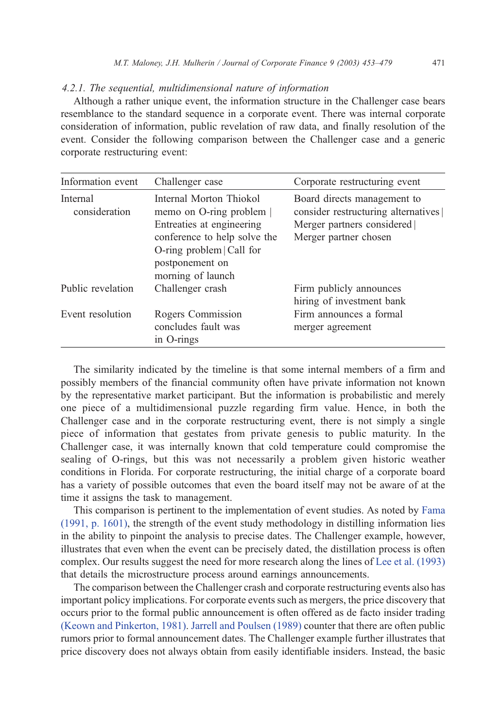#### 4.2.1. The sequential, multidimensional nature of information

Although a rather unique event, the information structure in the Challenger case bears resemblance to the standard sequence in a corporate event. There was internal corporate consideration of information, public revelation of raw data, and finally resolution of the event. Consider the following comparison between the Challenger case and a generic corporate restructuring event:

| Information event | Challenger case | Corporate restructuring event |
|---|---|---|
| Internal consideration | Internal Morton Thiokol memo on O-ring problem \| Entreaties at engineering conference to help solve the O-ring problem \| Call for postponement on morning of launch | Board directs management to consider restructuring alternatives \| Merger partners considered \| Merger partner chosen |
| Public revelation | Challenger crash | Firm publicly announces hiring of investment bank |
| Event resolution | Rogers Commission concludes fault was in O-rings | Firm announces a formal merger agreement |

The similarity indicated by the timeline is that some internal members of a firm and possibly members of the financial community often have private information not known by the representative market participant. But the information is probabilistic and merely one piece of a multidimensional puzzle regarding firm value. Hence, in both the Challenger case and in the corporate restructuring event, there is not simply a single piece of information that gestates from private genesis to public maturity. In the Challenger case, it was internally known that cold temperature could compromise the sealing of O-rings, but this was not necessarily a problem given historic weather conditions in Florida. For corporate restructuring, the initial charge of a corporate board has a variety of possible outcomes that even the board itself may not be aware of at the time it assigns the task to management.

This comparison is pertinent to the implementation of event studies. As noted by Fama (1991, p. 1601), the strength of the event study methodology in distilling information lies in the ability to pinpoint the analysis to precise dates. The Challenger example, however, illustrates that even when the event can be precisely dated, the distillation process is often complex. Our results suggest the need for more research along the lines of Lee et al. (1993) that details the microstructure process around earnings announcements.

The comparison between the Challenger crash and corporate restructuring events also has important policy implications. For corporate events such as mergers, the price discovery that occurs prior to the formal public announcement is often offered as de facto insider trading (Keown and Pinkerton, 1981). Jarrell and Poulsen (1989) counter that there are often public rumors prior to formal announcement dates. The Challenger example further illustrates that price discovery does not always obtain from easily identifiable insiders. Instead, the basic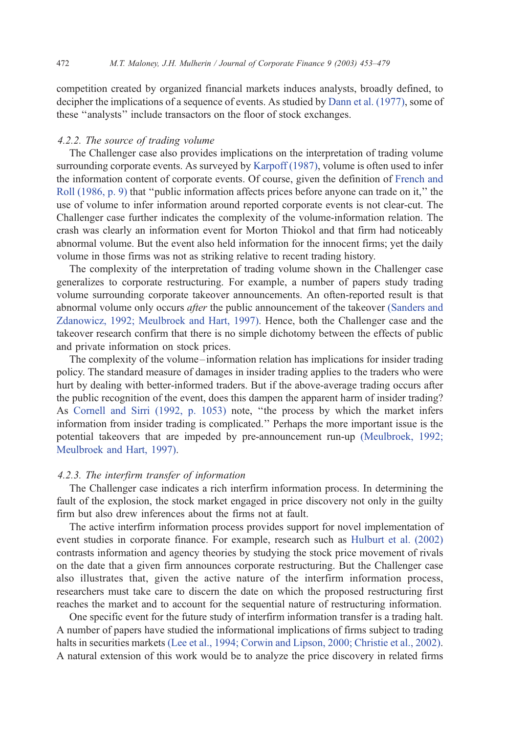competition created by organized financial markets induces analysts, broadly defined, to decipher the implications of a sequence of events. As studied by Dann et al. (1977), some of these "analysts" include transactors on the floor of stock exchanges.

#### *4.2.2. The source of trading volume*

The Challenger case also provides implications on the interpretation of trading volume surrounding corporate events. As surveyed by Karpoff (1987), volume is often used to infer the information content of corporate events. Of course, given the definition of French and Roll (1986, p. 9) that "public information affects prices before anyone can trade on it," the use of volume to infer information around reported corporate events is not clear-cut. The Challenger case further indicates the complexity of the volume-information relation. The crash was clearly an information event for Morton Thiokol and that firm had noticeably abnormal volume. But the event also held information for the innocent firms; yet the daily volume in those firms was not as striking relative to recent trading history.

The complexity of the interpretation of trading volume shown in the Challenger case generalizes to corporate restructuring. For example, a number of papers study trading volume surrounding corporate takeover announcements. An often-reported result is that abnormal volume only occurs *after* the public announcement of the takeover (Sanders and Zdanowicz, 1992; Meulbroek and Hart, 1997). Hence, both the Challenger case and the takeover research confirm that there is no simple dichotomy between the effects of public and private information on stock prices.

The complexity of the volume–information relation has implications for insider trading policy. The standard measure of damages in insider trading applies to the traders who were hurt by dealing with better-informed traders. But if the above-average trading occurs after the public recognition of the event, does this dampen the apparent harm of insider trading? As Cornell and Sirri (1992, p. 1053) note, "the process by which the market infers information from insider trading is complicated." Perhaps the more important issue is the potential takeovers that are impeded by pre-announcement run-up (Meulbroek, 1992; Meulbroek and Hart, 1997).

#### *4.2.3. The interfirm transfer of information*

The Challenger case indicates a rich interfirm information process. In determining the fault of the explosion, the stock market engaged in price discovery not only in the guilty firm but also drew inferences about the firms not at fault.

The active interfirm information process provides support for novel implementation of event studies in corporate finance. For example, research such as Hulburt et al. (2002) contrasts information and agency theories by studying the stock price movement of rivals on the date that a given firm announces corporate restructuring. But the Challenger case also illustrates that, given the active nature of the interfirm information process, researchers must take care to discern the date on which the proposed restructuring first reaches the market and to account for the sequential nature of restructuring information.

One specific event for the future study of interfirm information transfer is a trading halt. A number of papers have studied the informational implications of firms subject to trading halts in securities markets (Lee et al., 1994; Corwin and Lipson, 2000; Christie et al., 2002). A natural extension of this work would be to analyze the price discovery in related firms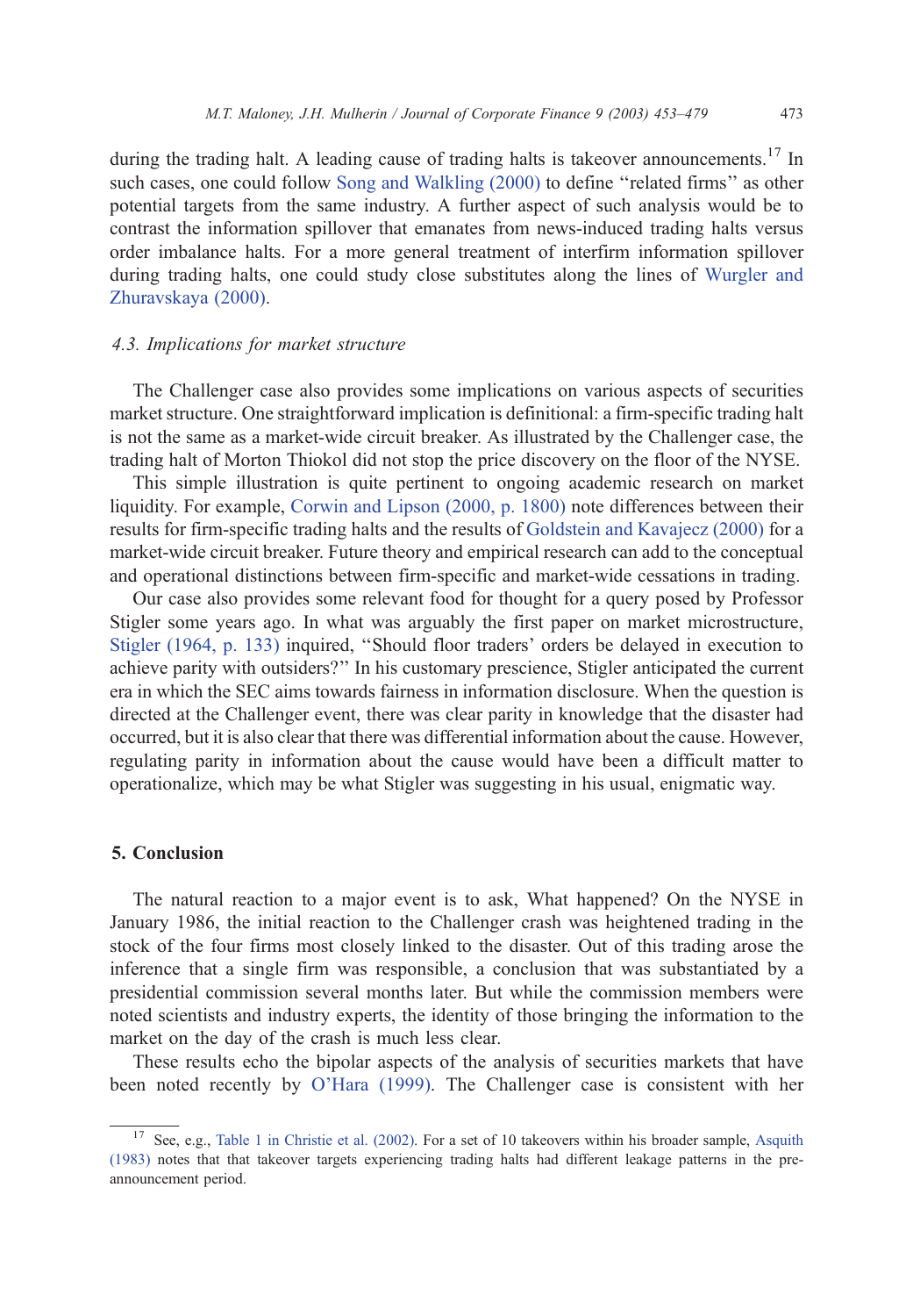during the trading halt. A leading cause of trading halts is takeover announcements.[17] In such cases, one could follow Song and Walkling (2000) to define "related firms" as other potential targets from the same industry. A further aspect of such analysis would be to contrast the information spillover that emanates from news-induced trading halts versus order imbalance halts. For a more general treatment of interfirm information spillover during trading halts, one could study close substitutes along the lines of Wurgler and Zhuravskaya (2000).

### 4.3. Implications for market structure

The Challenger case also provides some implications on various aspects of securities market structure. One straightforward implication is definitional: a firm-specific trading halt is not the same as a market-wide circuit breaker. As illustrated by the Challenger case, the trading halt of Morton Thiokol did not stop the price discovery on the floor of the NYSE.

This simple illustration is quite pertinent to ongoing academic research on market liquidity. For example, Corwin and Lipson (2000, p. 1800) note differences between their results for firm-specific trading halts and the results of Goldstein and Kavajecz (2000) for a market-wide circuit breaker. Future theory and empirical research can add to the conceptual and operational distinctions between firm-specific and market-wide cessations in trading.

Our case also provides some relevant food for thought for a query posed by Professor Stigler some years ago. In what was arguably the first paper on market microstructure, Stigler (1964, p. 133) inquired, "Should floor traders' orders be delayed in execution to achieve parity with outsiders?" In his customary prescience, Stigler anticipated the current era in which the SEC aims towards fairness in information disclosure. When the question is directed at the Challenger event, there was clear parity in knowledge that the disaster had occurred, but it is also clear that there was differential information about the cause. However, regulating parity in information about the cause would have been a difficult matter to operationalize, which may be what Stigler was suggesting in his usual, enigmatic way.

## 5. Conclusion

The natural reaction to a major event is to ask, What happened? On the NYSE in January 1986, the initial reaction to the Challenger crash was heightened trading in the stock of the four firms most closely linked to the disaster. Out of this trading arose the inference that a single firm was responsible, a conclusion that was substantiated by a presidential commission several months later. But while the commission members were noted scientists and industry experts, the identity of those bringing the information to the market on the day of the crash is much less clear.

These results echo the bipolar aspects of the analysis of securities markets that have been noted recently by O'Hara (1999). The Challenger case is consistent with her

---

[17] See, e.g., Table 1 in Christie et al. (2002). For a set of 10 takeovers within his broader sample, Asquith (1983) notes that that takeover targets experiencing trading halts had different leakage patterns in the pre-announcement period.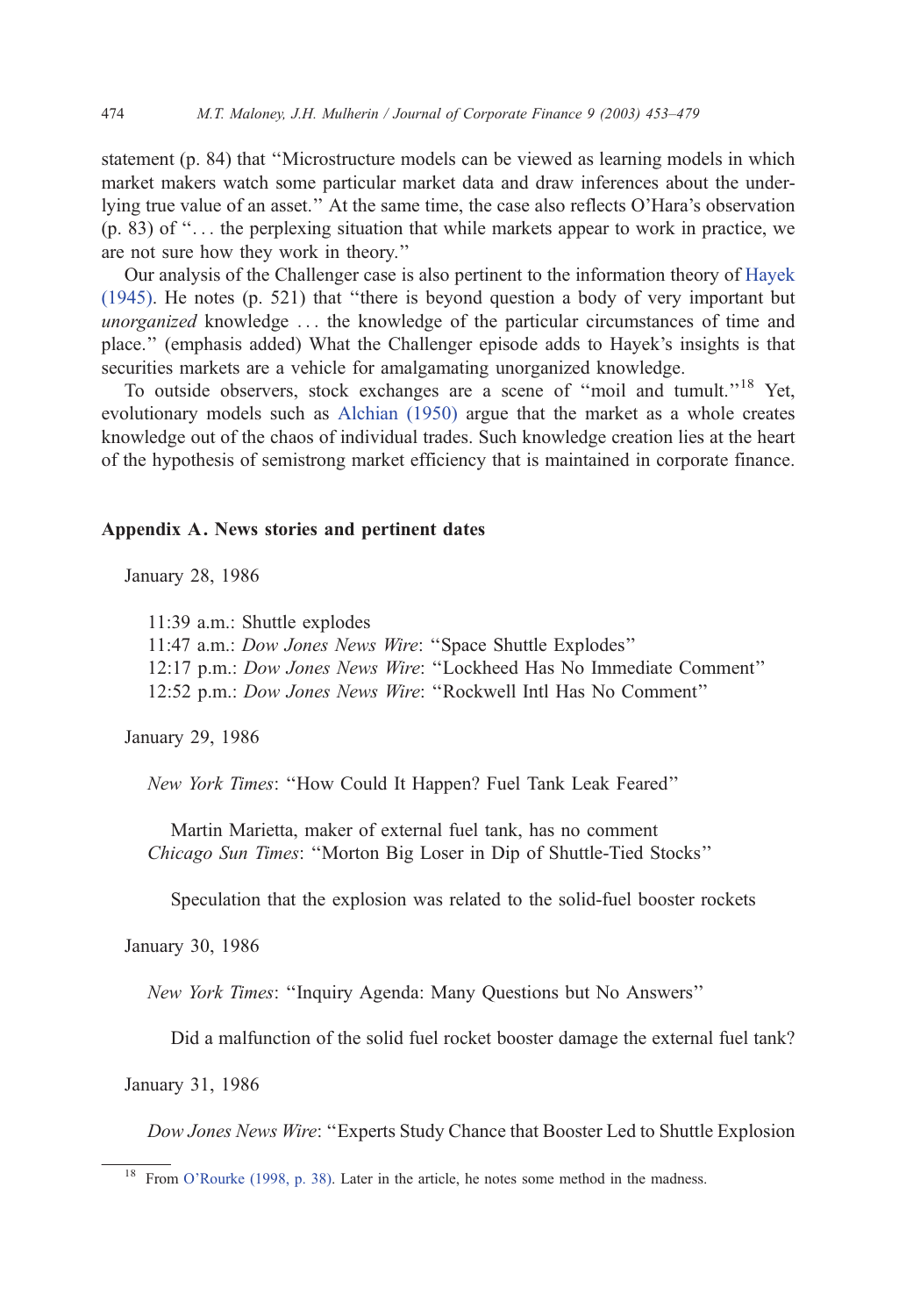statement (p. 84) that "Microstructure models can be viewed as learning models in which market makers watch some particular market data and draw inferences about the underlying true value of an asset." At the same time, the case also reflects O'Hara's observation (p. 83) of "... the perplexing situation that while markets appear to work in practice, we are not sure how they work in theory."

Our analysis of the Challenger case is also pertinent to the information theory of Hayek (1945). He notes (p. 521) that "there is beyond question a body of very important but *unorganized* knowledge ... the knowledge of the particular circumstances of time and place." (emphasis added) What the Challenger episode adds to Hayek's insights is that securities markets are a vehicle for amalgamating unorganized knowledge.

To outside observers, stock exchanges are a scene of "moil and tumult."[18] Yet, evolutionary models such as Alchian (1950) argue that the market as a whole creates knowledge out of the chaos of individual trades. Such knowledge creation lies at the heart of the hypothesis of semistrong market efficiency that is maintained in corporate finance.

## Appendix A. News stories and pertinent dates

January 28, 1986

11:39 a.m.: Shuttle explodes
11:47 a.m.: *Dow Jones News Wire*: "Space Shuttle Explodes"
12:17 p.m.: *Dow Jones News Wire*: "Lockheed Has No Immediate Comment"
12:52 p.m.: *Dow Jones News Wire*: "Rockwell Intl Has No Comment"

January 29, 1986

*New York Times*: "How Could It Happen? Fuel Tank Leak Feared"

Martin Marietta, maker of external fuel tank, has no comment

*Chicago Sun Times*: "Morton Big Loser in Dip of Shuttle-Tied Stocks"

Speculation that the explosion was related to the solid-fuel booster rockets

January 30, 1986

*New York Times*: "Inquiry Agenda: Many Questions but No Answers"

Did a malfunction of the solid fuel rocket booster damage the external fuel tank?

January 31, 1986

*Dow Jones News Wire*: "Experts Study Chance that Booster Led to Shuttle Explosion

[18] From O'Rourke (1998, p. 38). Later in the article, he notes some method in the madness.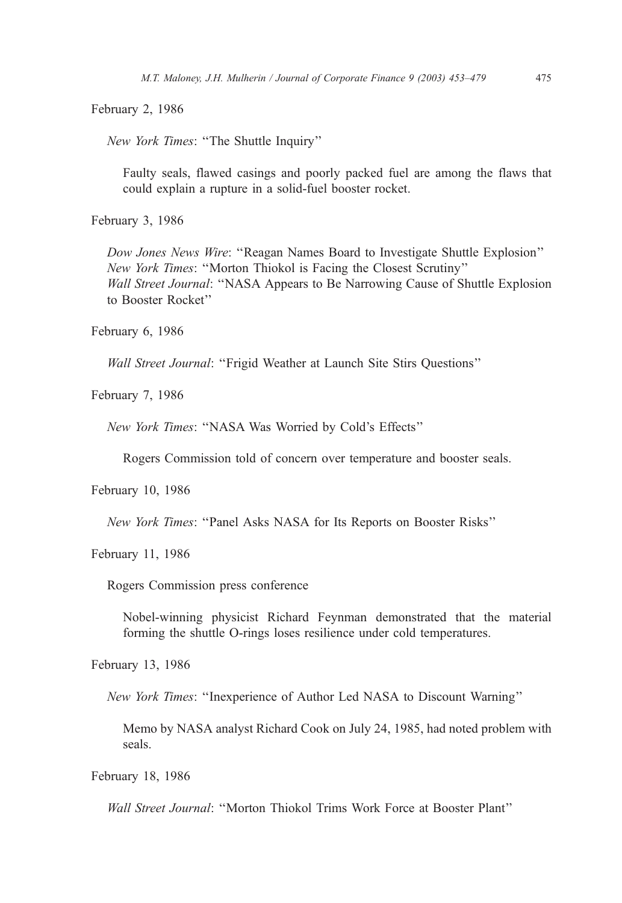February 2, 1986

*New York Times*: "The Shuttle Inquiry"

Faulty seals, flawed casings and poorly packed fuel are among the flaws that could explain a rupture in a solid-fuel booster rocket.

February 3, 1986

*Dow Jones News Wire*: "Reagan Names Board to Investigate Shuttle Explosion"
*New York Times*: "Morton Thiokol is Facing the Closest Scrutiny"
*Wall Street Journal*: "NASA Appears to Be Narrowing Cause of Shuttle Explosion to Booster Rocket"

February 6, 1986

*Wall Street Journal*: "Frigid Weather at Launch Site Stirs Questions"

February 7, 1986

*New York Times*: "NASA Was Worried by Cold's Effects"

Rogers Commission told of concern over temperature and booster seals.

February 10, 1986

*New York Times*: "Panel Asks NASA for Its Reports on Booster Risks"

February 11, 1986

Rogers Commission press conference

Nobel-winning physicist Richard Feynman demonstrated that the material forming the shuttle O-rings loses resilience under cold temperatures.

February 13, 1986

*New York Times*: "Inexperience of Author Led NASA to Discount Warning"

Memo by NASA analyst Richard Cook on July 24, 1985, had noted problem with seals.

February 18, 1986

*Wall Street Journal*: "Morton Thiokol Trims Work Force at Booster Plant"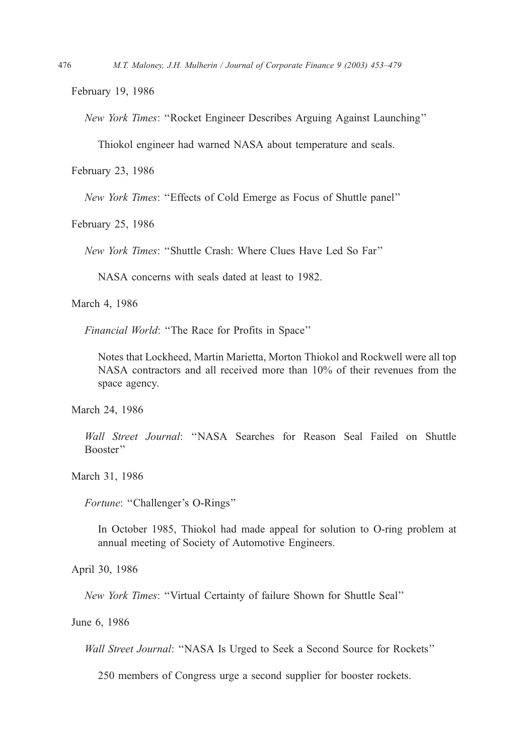February 19, 1986

*New York Times*: "Rocket Engineer Describes Arguing Against Launching"

Thiokol engineer had warned NASA about temperature and seals.

February 23, 1986

*New York Times*: "Effects of Cold Emerge as Focus of Shuttle panel"

February 25, 1986

*New York Times*: "Shuttle Crash: Where Clues Have Led So Far"

NASA concerns with seals dated at least to 1982.

March 4, 1986

*Financial World*: "The Race for Profits in Space"

Notes that Lockheed, Martin Marietta, Morton Thiokol and Rockwell were all top NASA contractors and all received more than 10% of their revenues from the space agency.

March 24, 1986

*Wall Street Journal*: "NASA Searches for Reason Seal Failed on Shuttle Booster"

March 31, 1986

*Fortune*: "Challenger's O-Rings"

In October 1985, Thiokol had made appeal for solution to O-ring problem at annual meeting of Society of Automotive Engineers.

April 30, 1986

*New York Times*: "Virtual Certainty of failure Shown for Shuttle Seal"

June 6, 1986

*Wall Street Journal*: "NASA Is Urged to Seek a Second Source for Rockets"

250 members of Congress urge a second supplier for booster rockets.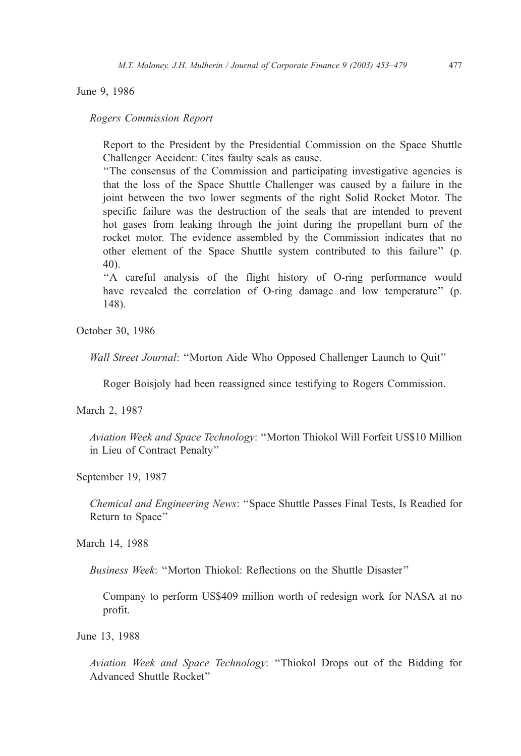June 9, 1986

*Rogers Commission Report*

> Report to the President by the Presidential Commission on the Space Shuttle Challenger Accident: Cites faulty seals as cause.
> "The consensus of the Commission and participating investigative agencies is that the loss of the Space Shuttle Challenger was caused by a failure in the joint between the two lower segments of the right Solid Rocket Motor. The specific failure was the destruction of the seals that are intended to prevent hot gases from leaking through the joint during the propellant burn of the rocket motor. The evidence assembled by the Commission indicates that no other element of the Space Shuttle system contributed to this failure" (p. 40).
> "A careful analysis of the flight history of O-ring performance would have revealed the correlation of O-ring damage and low temperature" (p. 148).

October 30, 1986

*Wall Street Journal*: "Morton Aide Who Opposed Challenger Launch to Quit"

> Roger Boisjoly had been reassigned since testifying to Rogers Commission.

March 2, 1987

*Aviation Week and Space Technology*: "Morton Thiokol Will Forfeit US$10 Million in Lieu of Contract Penalty"

September 19, 1987

*Chemical and Engineering News*: "Space Shuttle Passes Final Tests, Is Readied for Return to Space"

March 14, 1988

*Business Week*: "Morton Thiokol: Reflections on the Shuttle Disaster"

> Company to perform US$409 million worth of redesign work for NASA at no profit.

June 13, 1988

*Aviation Week and Space Technology*: "Thiokol Drops out of the Bidding for Advanced Shuttle Rocket"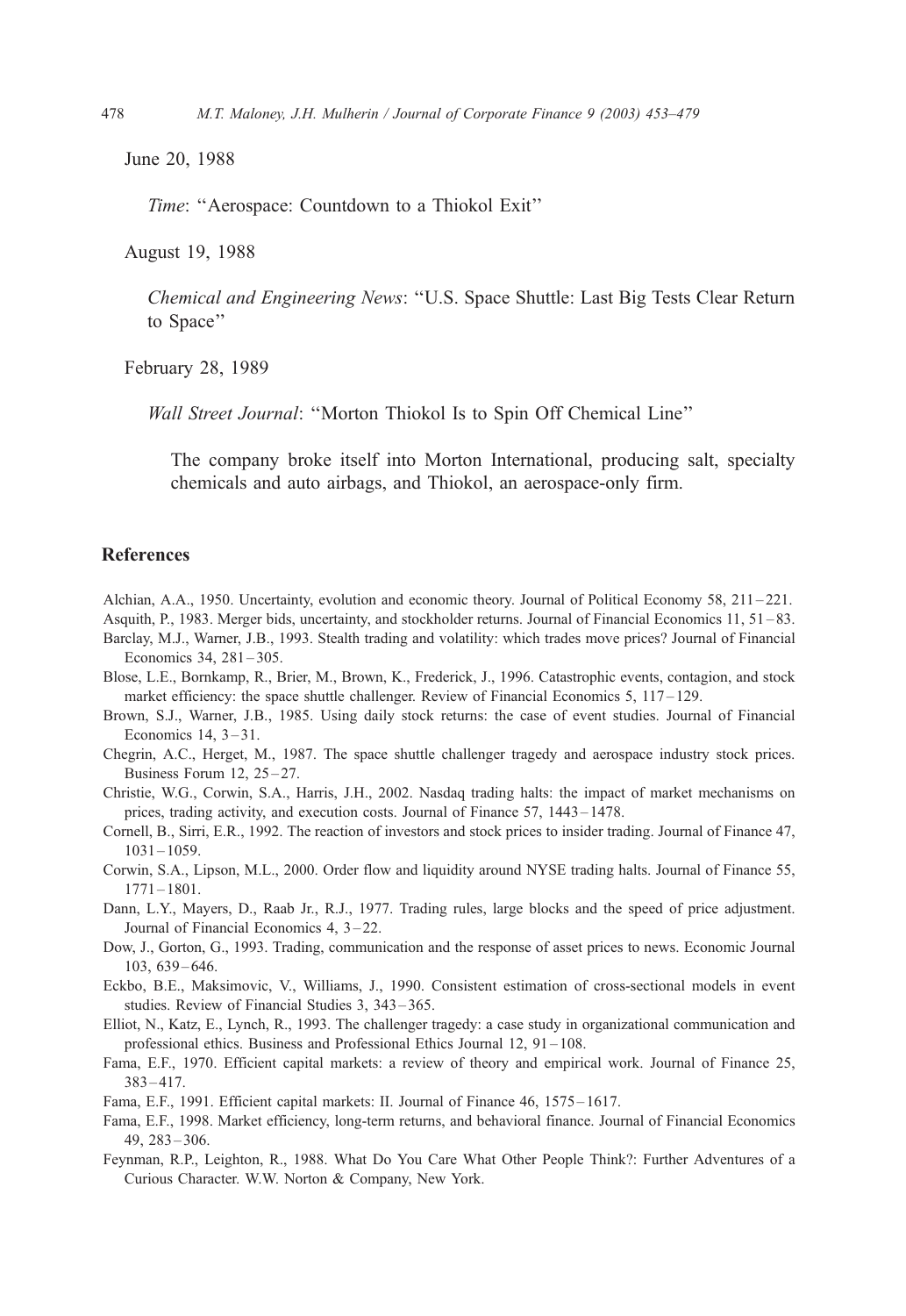June 20, 1988

*Time*: "Aerospace: Countdown to a Thiokol Exit"

August 19, 1988

*Chemical and Engineering News*: "U.S. Space Shuttle: Last Big Tests Clear Return to Space"

February 28, 1989

*Wall Street Journal*: "Morton Thiokol Is to Spin Off Chemical Line"

The company broke itself into Morton International, producing salt, specialty chemicals and auto airbags, and Thiokol, an aerospace-only firm.

## References

Alchian, A.A., 1950. Uncertainty, evolution and economic theory. Journal of Political Economy 58, 211–221.

Asquith, P., 1983. Merger bids, uncertainty, and stockholder returns. Journal of Financial Economics 11, 51–83.

Barclay, M.J., Warner, J.B., 1993. Stealth trading and volatility: which trades move prices? Journal of Financial Economics 34, 281–305.

Blose, L.E., Bornkamp, R., Brier, M., Brown, K., Frederick, J., 1996. Catastrophic events, contagion, and stock market efficiency: the space shuttle challenger. Review of Financial Economics 5, 117–129.

Brown, S.J., Warner, J.B., 1985. Using daily stock returns: the case of event studies. Journal of Financial Economics 14, 3–31.

Chegrin, A.C., Herget, M., 1987. The space shuttle challenger tragedy and aerospace industry stock prices. Business Forum 12, 25–27.

Christie, W.G., Corwin, S.A., Harris, J.H., 2002. Nasdaq trading halts: the impact of market mechanisms on prices, trading activity, and execution costs. Journal of Finance 57, 1443–1478.

Cornell, B., Sirri, E.R., 1992. The reaction of investors and stock prices to insider trading. Journal of Finance 47, 1031–1059.

Corwin, S.A., Lipson, M.L., 2000. Order flow and liquidity around NYSE trading halts. Journal of Finance 55, 1771–1801.

Dann, L.Y., Mayers, D., Raab Jr., R.J., 1977. Trading rules, large blocks and the speed of price adjustment. Journal of Financial Economics 4, 3–22.

Dow, J., Gorton, G., 1993. Trading, communication and the response of asset prices to news. Economic Journal 103, 639–646.

Eckbo, B.E., Maksimovic, V., Williams, J., 1990. Consistent estimation of cross-sectional models in event studies. Review of Financial Studies 3, 343–365.

Elliot, N., Katz, E., Lynch, R., 1993. The challenger tragedy: a case study in organizational communication and professional ethics. Business and Professional Ethics Journal 12, 91–108.

Fama, E.F., 1970. Efficient capital markets: a review of theory and empirical work. Journal of Finance 25, 383–417.

Fama, E.F., 1991. Efficient capital markets: II. Journal of Finance 46, 1575–1617.

Fama, E.F., 1998. Market efficiency, long-term returns, and behavioral finance. Journal of Financial Economics 49, 283–306.

Feynman, R.P., Leighton, R., 1988. What Do You Care What Other People Think?: Further Adventures of a Curious Character. W.W. Norton & Company, New York.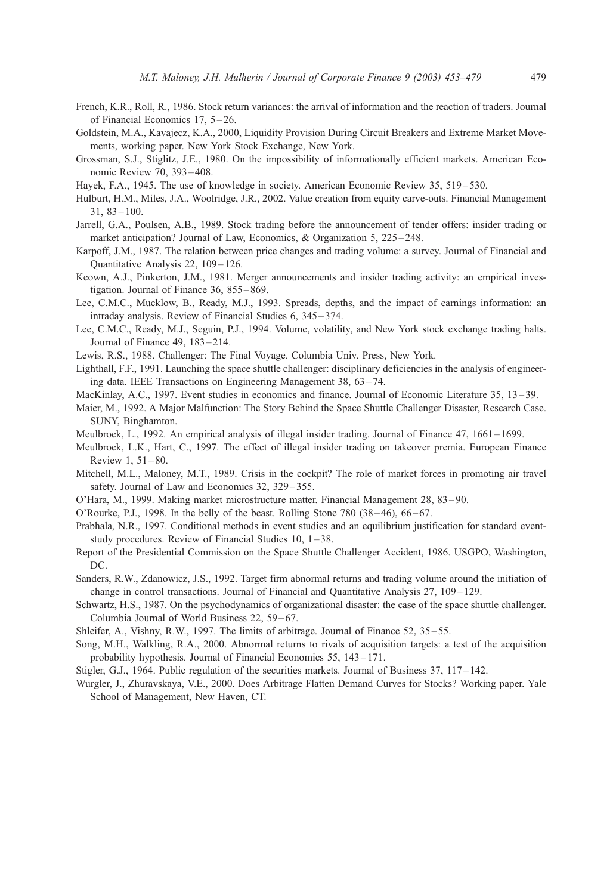French, K.R., Roll, R., 1986. Stock return variances: the arrival of information and the reaction of traders. Journal of Financial Economics 17, 5–26.

Goldstein, M.A., Kavajecz, K.A., 2000, Liquidity Provision During Circuit Breakers and Extreme Market Movements, working paper. New York Stock Exchange, New York.

Grossman, S.J., Stiglitz, J.E., 1980. On the impossibility of informationally efficient markets. American Economic Review 70, 393–408.

Hayek, F.A., 1945. The use of knowledge in society. American Economic Review 35, 519–530.

Hulburt, H.M., Miles, J.A., Woolridge, J.R., 2002. Value creation from equity carve-outs. Financial Management 31, 83–100.

Jarrell, G.A., Poulsen, A.B., 1989. Stock trading before the announcement of tender offers: insider trading or market anticipation? Journal of Law, Economics, & Organization 5, 225–248.

Karpoff, J.M., 1987. The relation between price changes and trading volume: a survey. Journal of Financial and Quantitative Analysis 22, 109–126.

Keown, A.J., Pinkerton, J.M., 1981. Merger announcements and insider trading activity: an empirical investigation. Journal of Finance 36, 855–869.

Lee, C.M.C., Mucklow, B., Ready, M.J., 1993. Spreads, depths, and the impact of earnings information: an intraday analysis. Review of Financial Studies 6, 345–374.

Lee, C.M.C., Ready, M.J., Seguin, P.J., 1994. Volume, volatility, and New York stock exchange trading halts. Journal of Finance 49, 183–214.

Lewis, R.S., 1988. Challenger: The Final Voyage. Columbia Univ. Press, New York.

Lighthall, F.F., 1991. Launching the space shuttle challenger: disciplinary deficiencies in the analysis of engineering data. IEEE Transactions on Engineering Management 38, 63–74.

MacKinlay, A.C., 1997. Event studies in economics and finance. Journal of Economic Literature 35, 13–39.

Maier, M., 1992. A Major Malfunction: The Story Behind the Space Shuttle Challenger Disaster, Research Case. SUNY, Binghamton.

Meulbroek, L., 1992. An empirical analysis of illegal insider trading. Journal of Finance 47, 1661–1699.

Meulbroek, L.K., Hart, C., 1997. The effect of illegal insider trading on takeover premia. European Finance Review 1, 51–80.

Mitchell, M.L., Maloney, M.T., 1989. Crisis in the cockpit? The role of market forces in promoting air travel safety. Journal of Law and Economics 32, 329–355.

O'Hara, M., 1999. Making market microstructure matter. Financial Management 28, 83–90.

O'Rourke, P.J., 1998. In the belly of the beast. Rolling Stone 780 (38–46), 66–67.

Prabhala, N.R., 1997. Conditional methods in event studies and an equilibrium justification for standard event-study procedures. Review of Financial Studies 10, 1–38.

Report of the Presidential Commission on the Space Shuttle Challenger Accident, 1986. USGPO, Washington, DC.

Sanders, R.W., Zdanowicz, J.S., 1992. Target firm abnormal returns and trading volume around the initiation of change in control transactions. Journal of Financial and Quantitative Analysis 27, 109–129.

Schwartz, H.S., 1987. On the psychodynamics of organizational disaster: the case of the space shuttle challenger. Columbia Journal of World Business 22, 59–67.

Shleifer, A., Vishny, R.W., 1997. The limits of arbitrage. Journal of Finance 52, 35–55.

Song, M.H., Walkling, R.A., 2000. Abnormal returns to rivals of acquisition targets: a test of the acquisition probability hypothesis. Journal of Financial Economics 55, 143–171.

Stigler, G.J., 1964. Public regulation of the securities markets. Journal of Business 37, 117–142.

Wurgler, J., Zhuravskaya, V.E., 2000. Does Arbitrage Flatten Demand Curves for Stocks? Working paper. Yale School of Management, New Haven, CT.